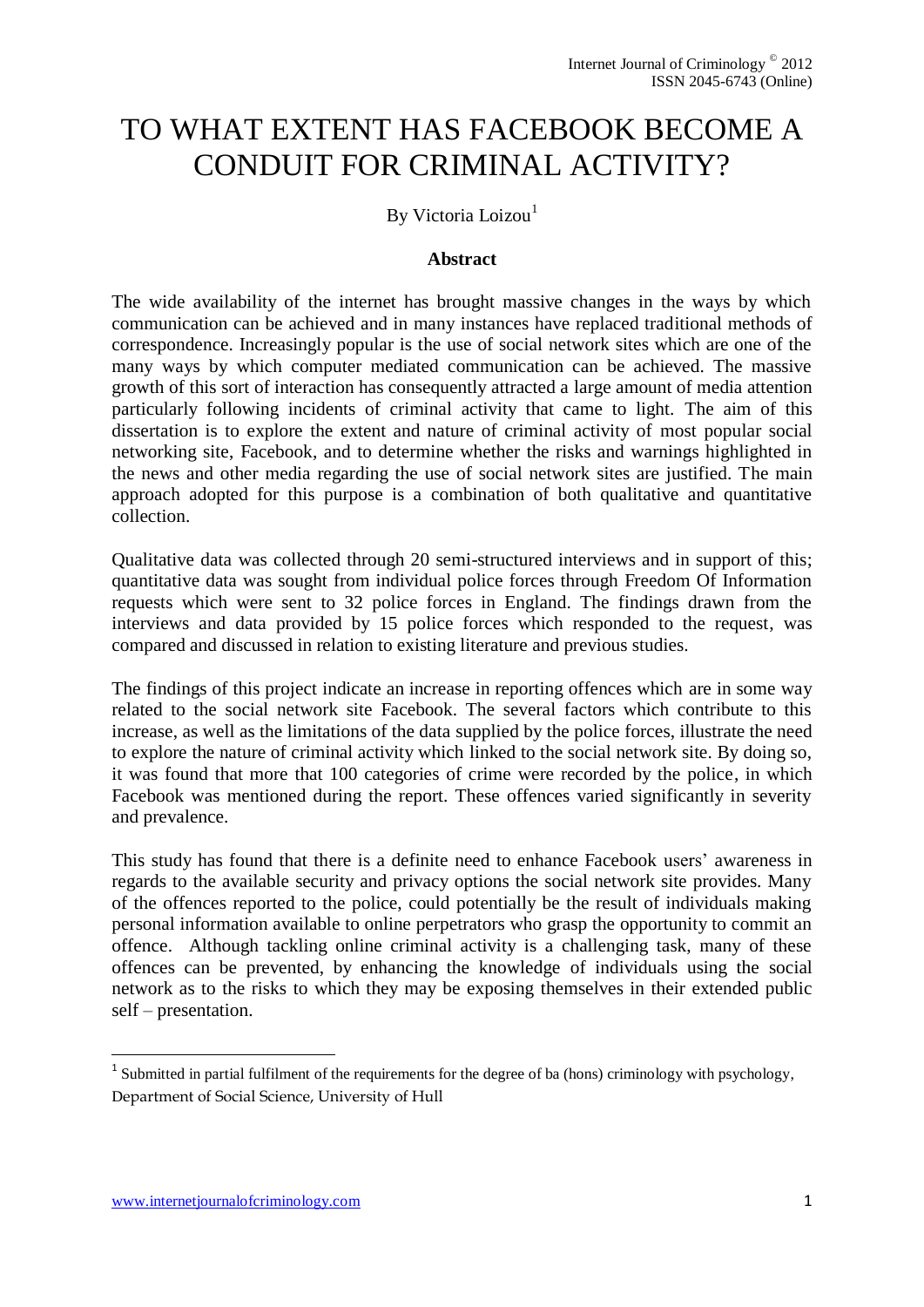# TO WHAT EXTENT HAS FACEBOOK BECOME A CONDUIT FOR CRIMINAL ACTIVITY?

By Victoria Loizou[1]

**Abstract**

The wide availability of the internet has brought massive changes in the ways by which communication can be achieved and in many instances have replaced traditional methods of correspondence. Increasingly popular is the use of social network sites which are one of the many ways by which computer mediated communication can be achieved. The massive growth of this sort of interaction has consequently attracted a large amount of media attention particularly following incidents of criminal activity that came to light. The aim of this dissertation is to explore the extent and nature of criminal activity of most popular social networking site, Facebook, and to determine whether the risks and warnings highlighted in the news and other media regarding the use of social network sites are justified. The main approach adopted for this purpose is a combination of both qualitative and quantitative collection.

Qualitative data was collected through 20 semi-structured interviews and in support of this; quantitative data was sought from individual police forces through Freedom Of Information requests which were sent to 32 police forces in England. The findings drawn from the interviews and data provided by 15 police forces which responded to the request, was compared and discussed in relation to existing literature and previous studies.

The findings of this project indicate an increase in reporting offences which are in some way related to the social network site Facebook. The several factors which contribute to this increase, as well as the limitations of the data supplied by the police forces, illustrate the need to explore the nature of criminal activity which linked to the social network site. By doing so, it was found that more that 100 categories of crime were recorded by the police, in which Facebook was mentioned during the report. These offences varied significantly in severity and prevalence.

This study has found that there is a definite need to enhance Facebook users' awareness in regards to the available security and privacy options the social network site provides. Many of the offences reported to the police, could potentially be the result of individuals making personal information available to online perpetrators who grasp the opportunity to commit an offence. Although tackling online criminal activity is a challenging task, many of these offences can be prevented, by enhancing the knowledge of individuals using the social network as to the risks to which they may be exposing themselves in their extended public self – presentation.

---

[1] Submitted in partial fulfilment of the requirements for the degree of ba (hons) criminology with psychology, Department of Social Science, University of Hull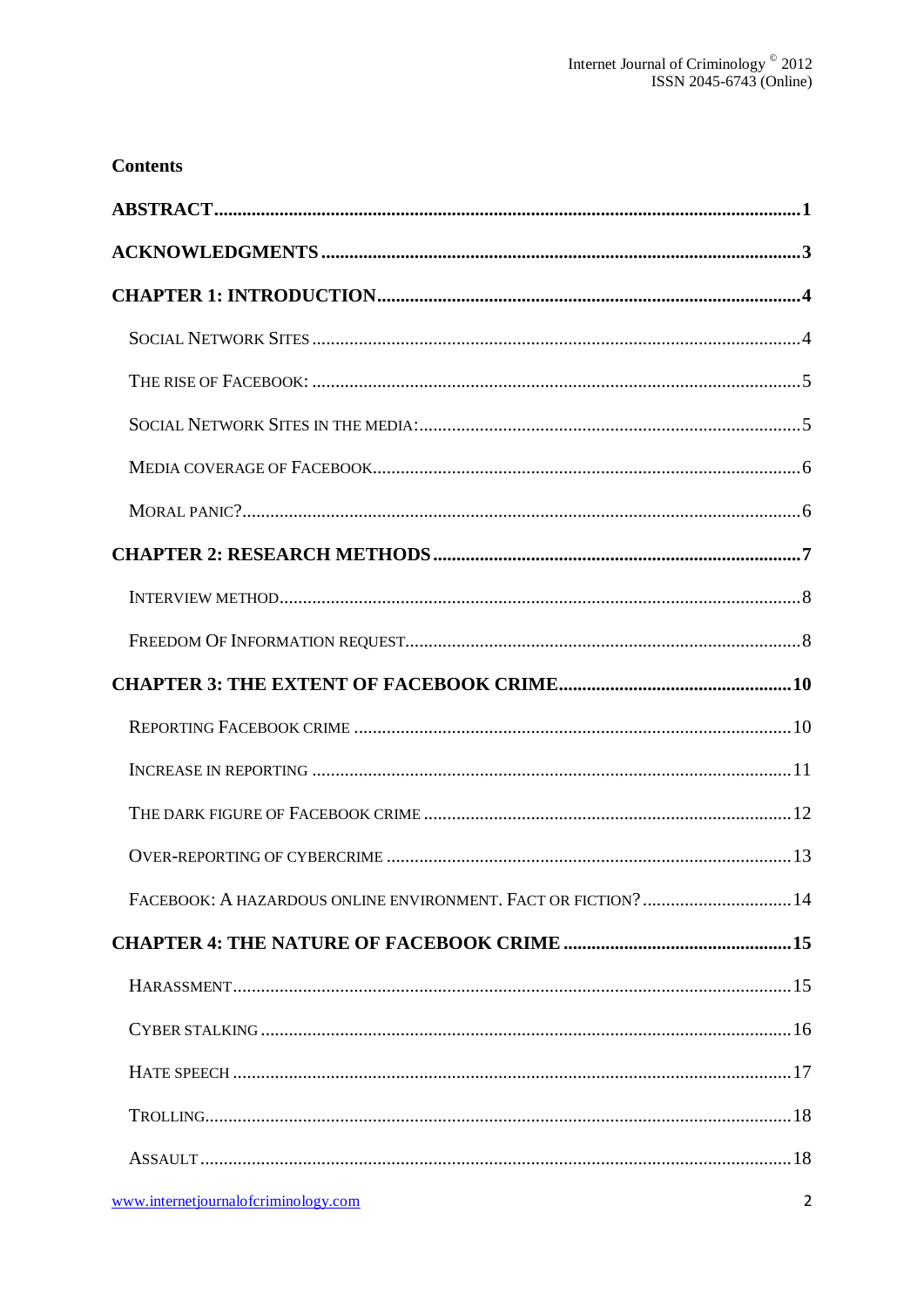**Contents**

**ABSTRACT** ........................................................................................................................1

**ACKNOWLEDGMENTS** ......................................................................................................3

**CHAPTER 1: INTRODUCTION** ..........................................................................................4

Social Network Sites ........................................................................................................4

The rise of Facebook: .......................................................................................................5

Social Network Sites in the media: .................................................................................5

Media coverage of Facebook ...........................................................................................6

Moral panic? .......................................................................................................................6

**CHAPTER 2: RESEARCH METHODS** ..............................................................................7

Interview method ...............................................................................................................8

Freedom Of Information request ....................................................................................8

**CHAPTER 3: THE EXTENT OF FACEBOOK CRIME** .................................................10

Reporting Facebook crime .............................................................................................10

Increase in reporting ......................................................................................................11

The dark figure of Facebook crime ...............................................................................12

Over-reporting of cybercrime ........................................................................................13

Facebook: A hazardous online environment. Fact or fiction? ................................14

**CHAPTER 4: THE NATURE OF FACEBOOK CRIME** ................................................15

Harassment ......................................................................................................................15

Cyber stalking ..................................................................................................................16

Hate speech .....................................................................................................................17

Trolling .............................................................................................................................18

Assault ..............................................................................................................................18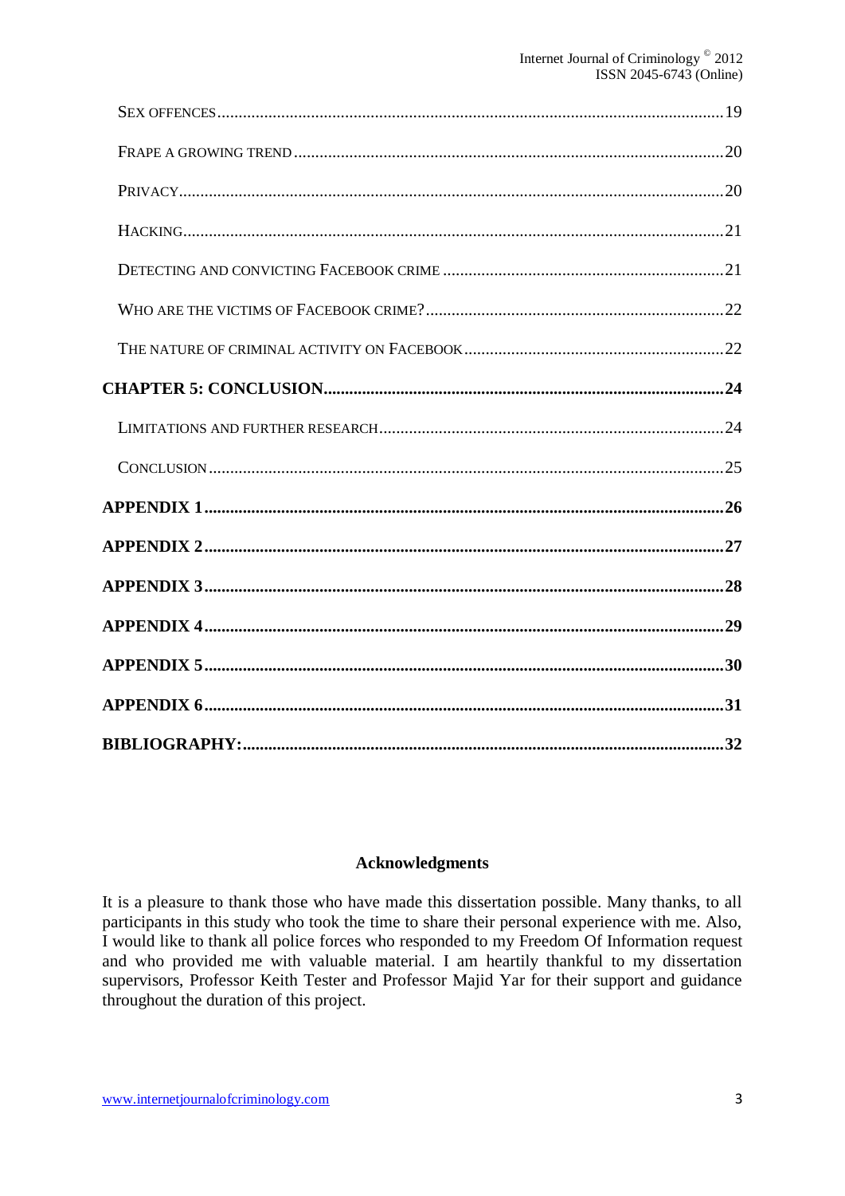Sex offences ..... 19

Frape a growing trend ..... 20

Privacy ..... 20

Hacking ..... 21

Detecting and convicting Facebook crime ..... 21

Who are the victims of Facebook crime? ..... 22

The nature of criminal activity on Facebook ..... 22

**CHAPTER 5: CONCLUSION ..... 24**

Limitations and further research ..... 24

Conclusion ..... 25

**APPENDIX 1 ..... 26**

**APPENDIX 2 ..... 27**

**APPENDIX 3 ..... 28**

**APPENDIX 4 ..... 29**

**APPENDIX 5 ..... 30**

**APPENDIX 6 ..... 31**

**BIBLIOGRAPHY: ..... 32**

## Acknowledgments

It is a pleasure to thank those who have made this dissertation possible. Many thanks, to all participants in this study who took the time to share their personal experience with me. Also, I would like to thank all police forces who responded to my Freedom Of Information request and who provided me with valuable material. I am heartily thankful to my dissertation supervisors, Professor Keith Tester and Professor Majid Yar for their support and guidance throughout the duration of this project.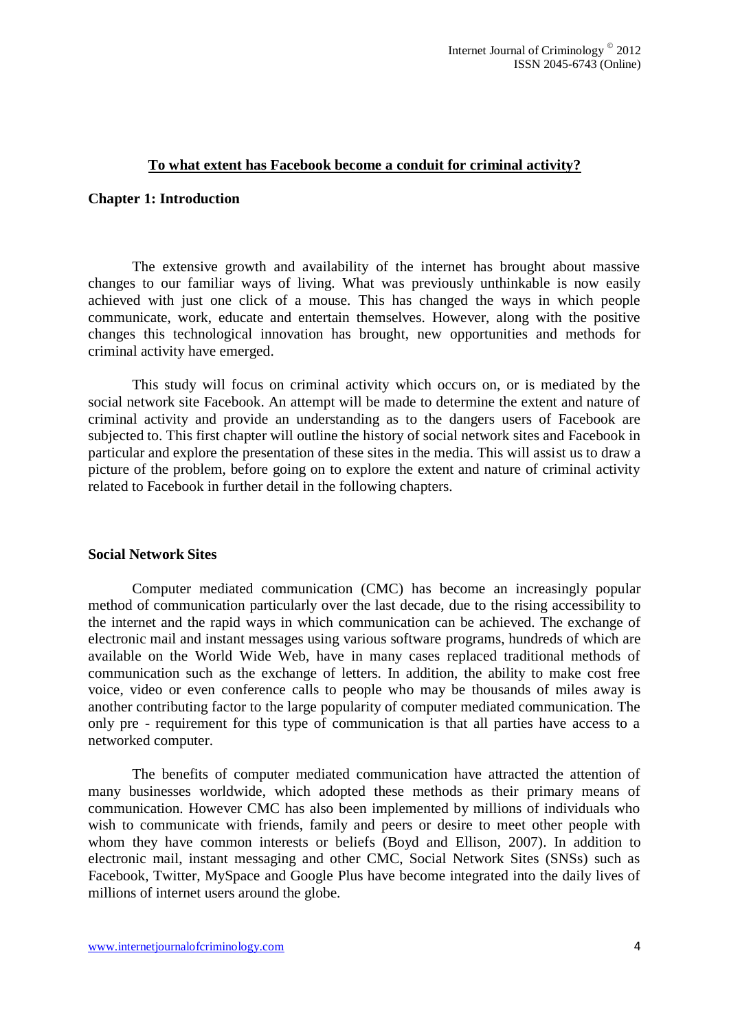**To what extent has Facebook become a conduit for criminal activity?**

## Chapter 1: Introduction

The extensive growth and availability of the internet has brought about massive changes to our familiar ways of living. What was previously unthinkable is now easily achieved with just one click of a mouse. This has changed the ways in which people communicate, work, educate and entertain themselves. However, along with the positive changes this technological innovation has brought, new opportunities and methods for criminal activity have emerged.

This study will focus on criminal activity which occurs on, or is mediated by the social network site Facebook. An attempt will be made to determine the extent and nature of criminal activity and provide an understanding as to the dangers users of Facebook are subjected to. This first chapter will outline the history of social network sites and Facebook in particular and explore the presentation of these sites in the media. This will assist us to draw a picture of the problem, before going on to explore the extent and nature of criminal activity related to Facebook in further detail in the following chapters.

### Social Network Sites

Computer mediated communication (CMC) has become an increasingly popular method of communication particularly over the last decade, due to the rising accessibility to the internet and the rapid ways in which communication can be achieved. The exchange of electronic mail and instant messages using various software programs, hundreds of which are available on the World Wide Web, have in many cases replaced traditional methods of communication such as the exchange of letters. In addition, the ability to make cost free voice, video or even conference calls to people who may be thousands of miles away is another contributing factor to the large popularity of computer mediated communication. The only pre - requirement for this type of communication is that all parties have access to a networked computer.

The benefits of computer mediated communication have attracted the attention of many businesses worldwide, which adopted these methods as their primary means of communication. However CMC has also been implemented by millions of individuals who wish to communicate with friends, family and peers or desire to meet other people with whom they have common interests or beliefs (Boyd and Ellison, 2007). In addition to electronic mail, instant messaging and other CMC, Social Network Sites (SNSs) such as Facebook, Twitter, MySpace and Google Plus have become integrated into the daily lives of millions of internet users around the globe.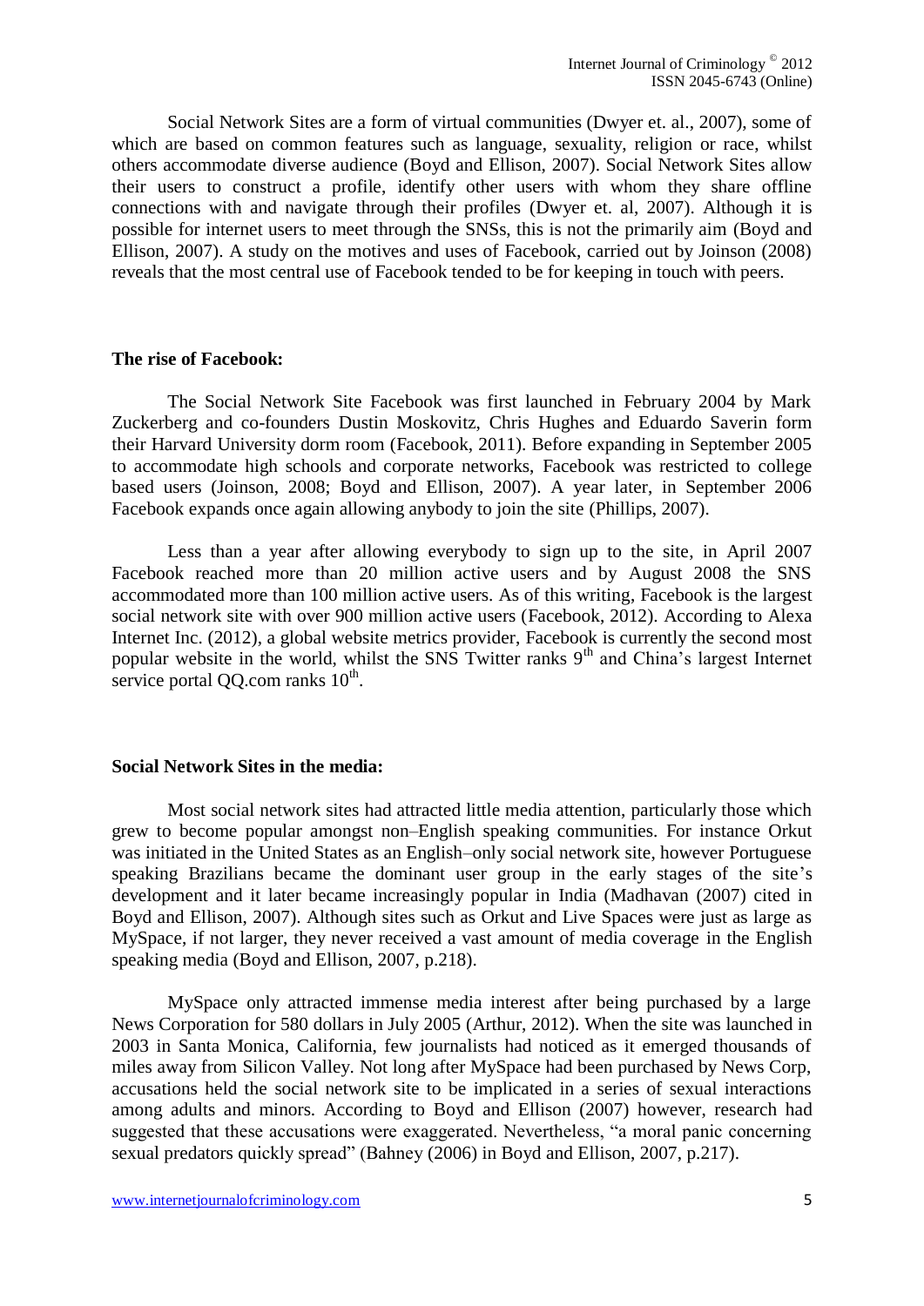Social Network Sites are a form of virtual communities (Dwyer et. al., 2007), some of which are based on common features such as language, sexuality, religion or race, whilst others accommodate diverse audience (Boyd and Ellison, 2007). Social Network Sites allow their users to construct a profile, identify other users with whom they share offline connections with and navigate through their profiles (Dwyer et. al, 2007). Although it is possible for internet users to meet through the SNSs, this is not the primarily aim (Boyd and Ellison, 2007). A study on the motives and uses of Facebook, carried out by Joinson (2008) reveals that the most central use of Facebook tended to be for keeping in touch with peers.

**The rise of Facebook:**

The Social Network Site Facebook was first launched in February 2004 by Mark Zuckerberg and co-founders Dustin Moskovitz, Chris Hughes and Eduardo Saverin form their Harvard University dorm room (Facebook, 2011). Before expanding in September 2005 to accommodate high schools and corporate networks, Facebook was restricted to college based users (Joinson, 2008; Boyd and Ellison, 2007). A year later, in September 2006 Facebook expands once again allowing anybody to join the site (Phillips, 2007).

Less than a year after allowing everybody to sign up to the site, in April 2007 Facebook reached more than 20 million active users and by August 2008 the SNS accommodated more than 100 million active users. As of this writing, Facebook is the largest social network site with over 900 million active users (Facebook, 2012). According to Alexa Internet Inc. (2012), a global website metrics provider, Facebook is currently the second most popular website in the world, whilst the SNS Twitter ranks 9th and China's largest Internet service portal QQ.com ranks 10th.

**Social Network Sites in the media:**

Most social network sites had attracted little media attention, particularly those which grew to become popular amongst non–English speaking communities. For instance Orkut was initiated in the United States as an English–only social network site, however Portuguese speaking Brazilians became the dominant user group in the early stages of the site's development and it later became increasingly popular in India (Madhavan (2007) cited in Boyd and Ellison, 2007). Although sites such as Orkut and Live Spaces were just as large as MySpace, if not larger, they never received a vast amount of media coverage in the English speaking media (Boyd and Ellison, 2007, p.218).

MySpace only attracted immense media interest after being purchased by a large News Corporation for 580 dollars in July 2005 (Arthur, 2012). When the site was launched in 2003 in Santa Monica, California, few journalists had noticed as it emerged thousands of miles away from Silicon Valley. Not long after MySpace had been purchased by News Corp, accusations held the social network site to be implicated in a series of sexual interactions among adults and minors. According to Boyd and Ellison (2007) however, research had suggested that these accusations were exaggerated. Nevertheless, "a moral panic concerning sexual predators quickly spread" (Bahney (2006) in Boyd and Ellison, 2007, p.217).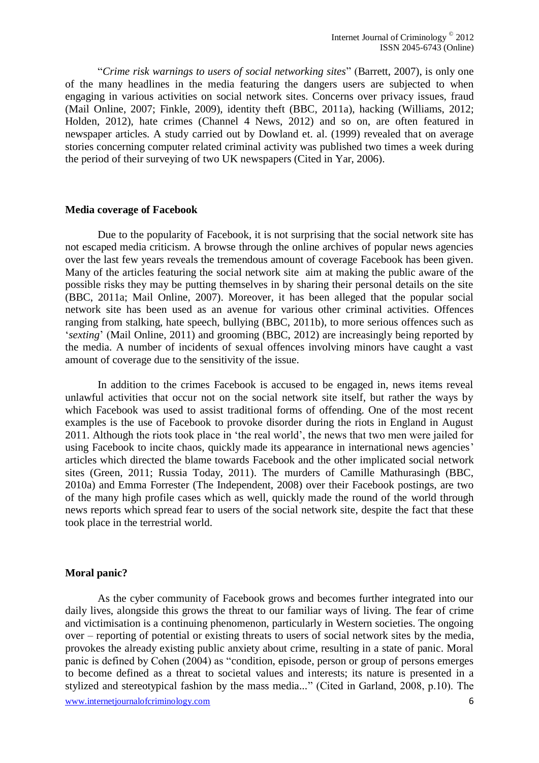"*Crime risk warnings to users of social networking sites*" (Barrett, 2007), is only one of the many headlines in the media featuring the dangers users are subjected to when engaging in various activities on social network sites. Concerns over privacy issues, fraud (Mail Online, 2007; Finkle, 2009), identity theft (BBC, 2011a), hacking (Williams, 2012; Holden, 2012), hate crimes (Channel 4 News, 2012) and so on, are often featured in newspaper articles. A study carried out by Dowland et. al. (1999) revealed that on average stories concerning computer related criminal activity was published two times a week during the period of their surveying of two UK newspapers (Cited in Yar, 2006).

## Media coverage of Facebook

Due to the popularity of Facebook, it is not surprising that the social network site has not escaped media criticism. A browse through the online archives of popular news agencies over the last few years reveals the tremendous amount of coverage Facebook has been given. Many of the articles featuring the social network site aim at making the public aware of the possible risks they may be putting themselves in by sharing their personal details on the site (BBC, 2011a; Mail Online, 2007). Moreover, it has been alleged that the popular social network site has been used as an avenue for various other criminal activities. Offences ranging from stalking, hate speech, bullying (BBC, 2011b), to more serious offences such as '*sexting*' (Mail Online, 2011) and grooming (BBC, 2012) are increasingly being reported by the media. A number of incidents of sexual offences involving minors have caught a vast amount of coverage due to the sensitivity of the issue.

In addition to the crimes Facebook is accused to be engaged in, news items reveal unlawful activities that occur not on the social network site itself, but rather the ways by which Facebook was used to assist traditional forms of offending. One of the most recent examples is the use of Facebook to provoke disorder during the riots in England in August 2011. Although the riots took place in 'the real world', the news that two men were jailed for using Facebook to incite chaos, quickly made its appearance in international news agencies' articles which directed the blame towards Facebook and the other implicated social network sites (Green, 2011; Russia Today, 2011). The murders of Camille Mathurasingh (BBC, 2010a) and Emma Forrester (The Independent, 2008) over their Facebook postings, are two of the many high profile cases which as well, quickly made the round of the world through news reports which spread fear to users of the social network site, despite the fact that these took place in the terrestrial world.

## Moral panic?

As the cyber community of Facebook grows and becomes further integrated into our daily lives, alongside this grows the threat to our familiar ways of living. The fear of crime and victimisation is a continuing phenomenon, particularly in Western societies. The ongoing over – reporting of potential or existing threats to users of social network sites by the media, provokes the already existing public anxiety about crime, resulting in a state of panic. Moral panic is defined by Cohen (2004) as "condition, episode, person or group of persons emerges to become defined as a threat to societal values and interests; its nature is presented in a stylized and stereotypical fashion by the mass media..." (Cited in Garland, 2008, p.10). The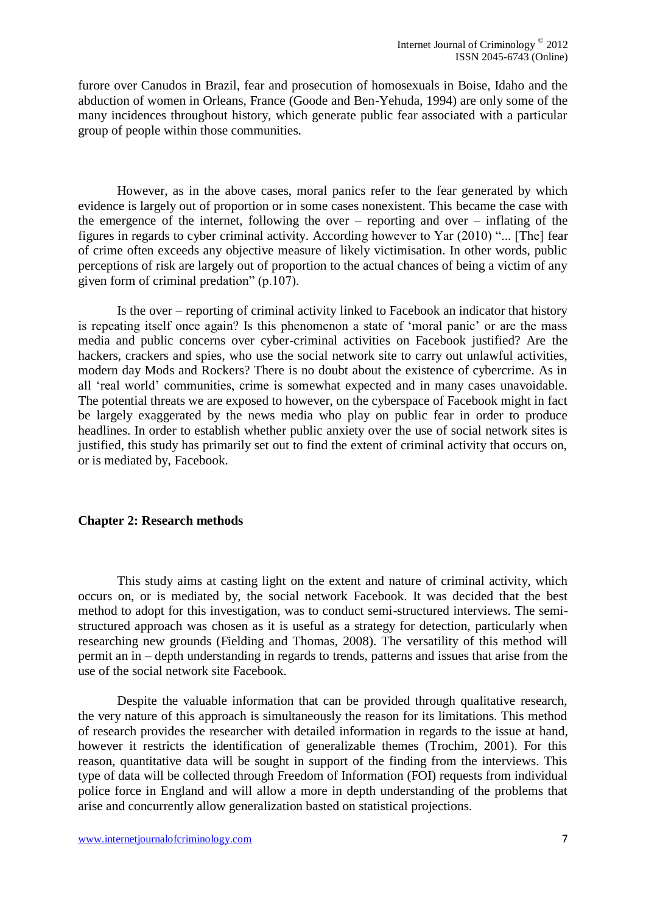furore over Canudos in Brazil, fear and prosecution of homosexuals in Boise, Idaho and the abduction of women in Orleans, France (Goode and Ben-Yehuda, 1994) are only some of the many incidences throughout history, which generate public fear associated with a particular group of people within those communities.

However, as in the above cases, moral panics refer to the fear generated by which evidence is largely out of proportion or in some cases nonexistent. This became the case with the emergence of the internet, following the over – reporting and over – inflating of the figures in regards to cyber criminal activity. According however to Yar (2010) "... [The] fear of crime often exceeds any objective measure of likely victimisation. In other words, public perceptions of risk are largely out of proportion to the actual chances of being a victim of any given form of criminal predation" (p.107).

Is the over – reporting of criminal activity linked to Facebook an indicator that history is repeating itself once again? Is this phenomenon a state of 'moral panic' or are the mass media and public concerns over cyber-criminal activities on Facebook justified? Are the hackers, crackers and spies, who use the social network site to carry out unlawful activities, modern day Mods and Rockers? There is no doubt about the existence of cybercrime. As in all 'real world' communities, crime is somewhat expected and in many cases unavoidable. The potential threats we are exposed to however, on the cyberspace of Facebook might in fact be largely exaggerated by the news media who play on public fear in order to produce headlines. In order to establish whether public anxiety over the use of social network sites is justified, this study has primarily set out to find the extent of criminal activity that occurs on, or is mediated by, Facebook.

## Chapter 2: Research methods

This study aims at casting light on the extent and nature of criminal activity, which occurs on, or is mediated by, the social network Facebook. It was decided that the best method to adopt for this investigation, was to conduct semi-structured interviews. The semi-structured approach was chosen as it is useful as a strategy for detection, particularly when researching new grounds (Fielding and Thomas, 2008). The versatility of this method will permit an in – depth understanding in regards to trends, patterns and issues that arise from the use of the social network site Facebook.

Despite the valuable information that can be provided through qualitative research, the very nature of this approach is simultaneously the reason for its limitations. This method of research provides the researcher with detailed information in regards to the issue at hand, however it restricts the identification of generalizable themes (Trochim, 2001). For this reason, quantitative data will be sought in support of the finding from the interviews. This type of data will be collected through Freedom of Information (FOI) requests from individual police force in England and will allow a more in depth understanding of the problems that arise and concurrently allow generalization basted on statistical projections.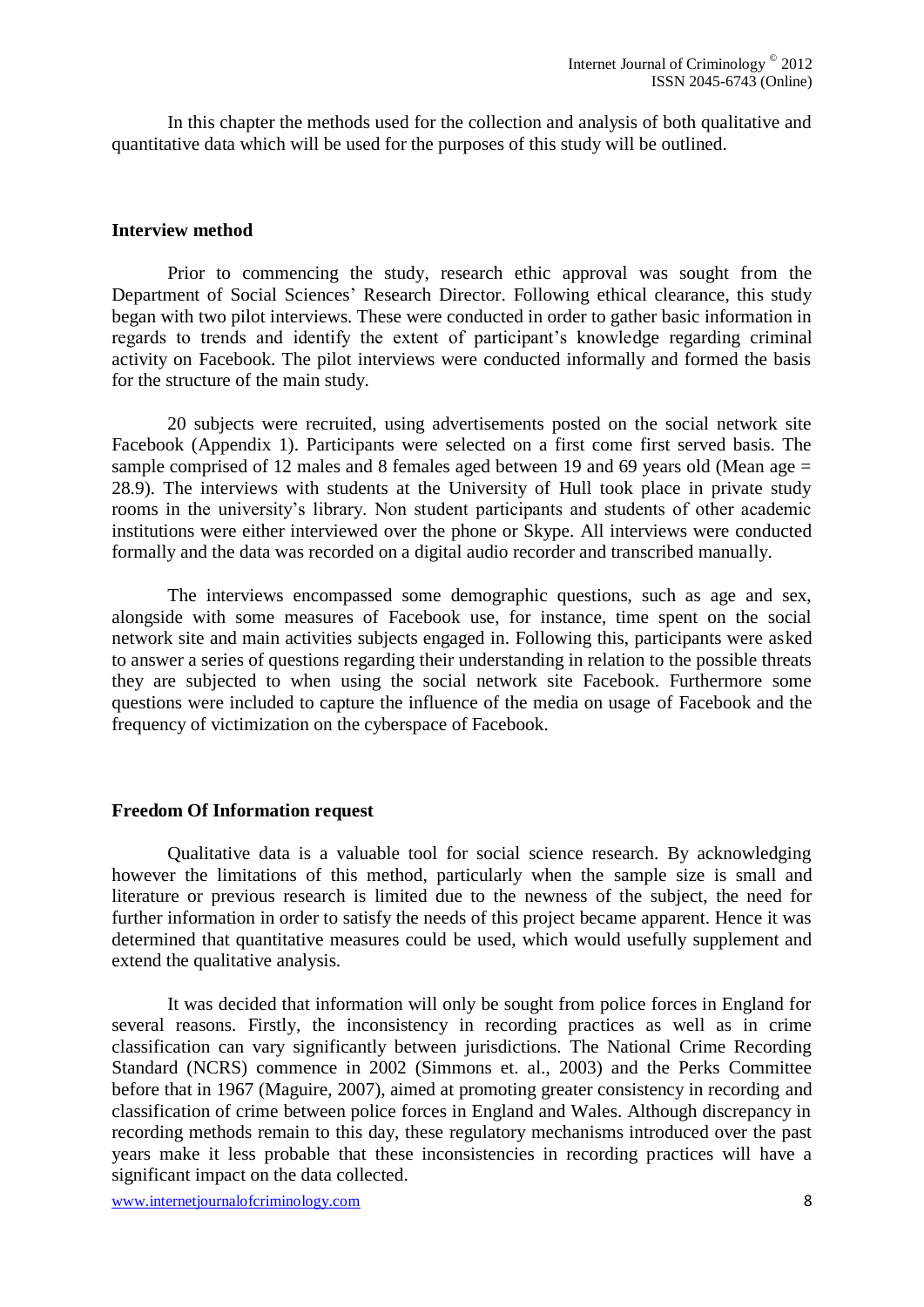In this chapter the methods used for the collection and analysis of both qualitative and quantitative data which will be used for the purposes of this study will be outlined.

**Interview method**

Prior to commencing the study, research ethic approval was sought from the Department of Social Sciences' Research Director. Following ethical clearance, this study began with two pilot interviews. These were conducted in order to gather basic information in regards to trends and identify the extent of participant's knowledge regarding criminal activity on Facebook. The pilot interviews were conducted informally and formed the basis for the structure of the main study.

20 subjects were recruited, using advertisements posted on the social network site Facebook (Appendix 1). Participants were selected on a first come first served basis. The sample comprised of 12 males and 8 females aged between 19 and 69 years old (Mean age = 28.9). The interviews with students at the University of Hull took place in private study rooms in the university's library. Non student participants and students of other academic institutions were either interviewed over the phone or Skype. All interviews were conducted formally and the data was recorded on a digital audio recorder and transcribed manually.

The interviews encompassed some demographic questions, such as age and sex, alongside with some measures of Facebook use, for instance, time spent on the social network site and main activities subjects engaged in. Following this, participants were asked to answer a series of questions regarding their understanding in relation to the possible threats they are subjected to when using the social network site Facebook. Furthermore some questions were included to capture the influence of the media on usage of Facebook and the frequency of victimization on the cyberspace of Facebook.

**Freedom Of Information request**

Qualitative data is a valuable tool for social science research. By acknowledging however the limitations of this method, particularly when the sample size is small and literature or previous research is limited due to the newness of the subject, the need for further information in order to satisfy the needs of this project became apparent. Hence it was determined that quantitative measures could be used, which would usefully supplement and extend the qualitative analysis.

It was decided that information will only be sought from police forces in England for several reasons. Firstly, the inconsistency in recording practices as well as in crime classification can vary significantly between jurisdictions. The National Crime Recording Standard (NCRS) commence in 2002 (Simmons et. al., 2003) and the Perks Committee before that in 1967 (Maguire, 2007), aimed at promoting greater consistency in recording and classification of crime between police forces in England and Wales. Although discrepancy in recording methods remain to this day, these regulatory mechanisms introduced over the past years make it less probable that these inconsistencies in recording practices will have a significant impact on the data collected.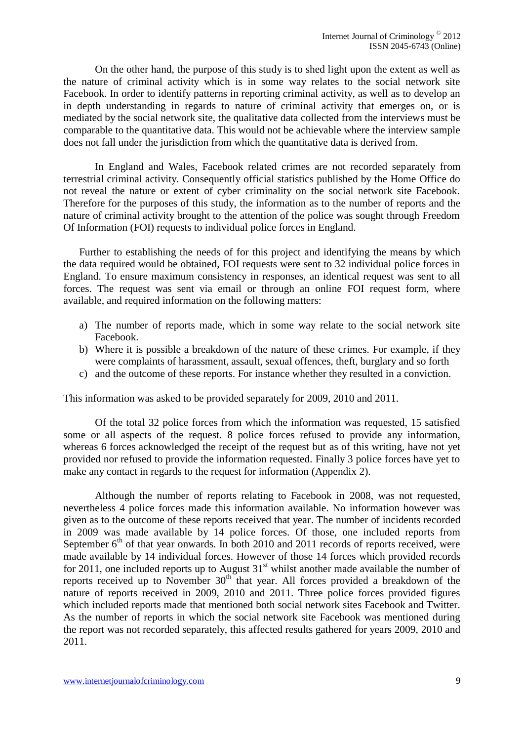On the other hand, the purpose of this study is to shed light upon the extent as well as the nature of criminal activity which is in some way relates to the social network site Facebook. In order to identify patterns in reporting criminal activity, as well as to develop an in depth understanding in regards to nature of criminal activity that emerges on, or is mediated by the social network site, the qualitative data collected from the interviews must be comparable to the quantitative data. This would not be achievable where the interview sample does not fall under the jurisdiction from which the quantitative data is derived from.

In England and Wales, Facebook related crimes are not recorded separately from terrestrial criminal activity. Consequently official statistics published by the Home Office do not reveal the nature or extent of cyber criminality on the social network site Facebook. Therefore for the purposes of this study, the information as to the number of reports and the nature of criminal activity brought to the attention of the police was sought through Freedom Of Information (FOI) requests to individual police forces in England.

Further to establishing the needs of for this project and identifying the means by which the data required would be obtained, FOI requests were sent to 32 individual police forces in England. To ensure maximum consistency in responses, an identical request was sent to all forces. The request was sent via email or through an online FOI request form, where available, and required information on the following matters:

a) The number of reports made, which in some way relate to the social network site Facebook.
b) Where it is possible a breakdown of the nature of these crimes. For example, if they were complaints of harassment, assault, sexual offences, theft, burglary and so forth
c) and the outcome of these reports. For instance whether they resulted in a conviction.

This information was asked to be provided separately for 2009, 2010 and 2011.

Of the total 32 police forces from which the information was requested, 15 satisfied some or all aspects of the request. 8 police forces refused to provide any information, whereas 6 forces acknowledged the receipt of the request but as of this writing, have not yet provided nor refused to provide the information requested. Finally 3 police forces have yet to make any contact in regards to the request for information (Appendix 2).

Although the number of reports relating to Facebook in 2008, was not requested, nevertheless 4 police forces made this information available. No information however was given as to the outcome of these reports received that year. The number of incidents recorded in 2009 was made available by 14 police forces. Of those, one included reports from September 6th of that year onwards. In both 2010 and 2011 records of reports received, were made available by 14 individual forces. However of those 14 forces which provided records for 2011, one included reports up to August 31st whilst another made available the number of reports received up to November 30th that year. All forces provided a breakdown of the nature of reports received in 2009, 2010 and 2011. Three police forces provided figures which included reports made that mentioned both social network sites Facebook and Twitter. As the number of reports in which the social network site Facebook was mentioned during the report was not recorded separately, this affected results gathered for years 2009, 2010 and 2011.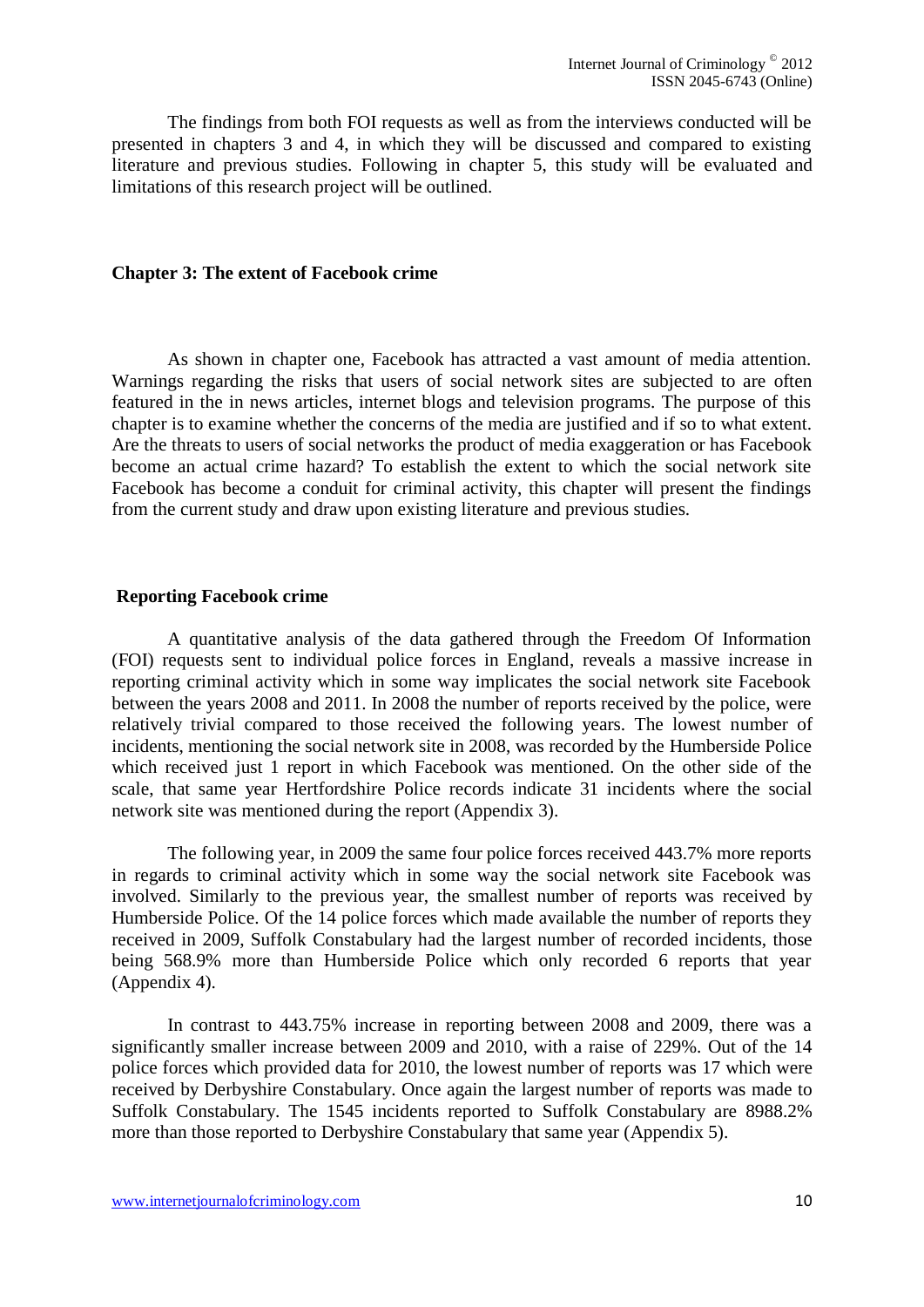The findings from both FOI requests as well as from the interviews conducted will be presented in chapters 3 and 4, in which they will be discussed and compared to existing literature and previous studies. Following in chapter 5, this study will be evaluated and limitations of this research project will be outlined.

## Chapter 3: The extent of Facebook crime

As shown in chapter one, Facebook has attracted a vast amount of media attention. Warnings regarding the risks that users of social network sites are subjected to are often featured in the in news articles, internet blogs and television programs. The purpose of this chapter is to examine whether the concerns of the media are justified and if so to what extent. Are the threats to users of social networks the product of media exaggeration or has Facebook become an actual crime hazard? To establish the extent to which the social network site Facebook has become a conduit for criminal activity, this chapter will present the findings from the current study and draw upon existing literature and previous studies.

### Reporting Facebook crime

A quantitative analysis of the data gathered through the Freedom Of Information (FOI) requests sent to individual police forces in England, reveals a massive increase in reporting criminal activity which in some way implicates the social network site Facebook between the years 2008 and 2011. In 2008 the number of reports received by the police, were relatively trivial compared to those received the following years. The lowest number of incidents, mentioning the social network site in 2008, was recorded by the Humberside Police which received just 1 report in which Facebook was mentioned. On the other side of the scale, that same year Hertfordshire Police records indicate 31 incidents where the social network site was mentioned during the report (Appendix 3).

The following year, in 2009 the same four police forces received 443.7% more reports in regards to criminal activity which in some way the social network site Facebook was involved. Similarly to the previous year, the smallest number of reports was received by Humberside Police. Of the 14 police forces which made available the number of reports they received in 2009, Suffolk Constabulary had the largest number of recorded incidents, those being 568.9% more than Humberside Police which only recorded 6 reports that year (Appendix 4).

In contrast to 443.75% increase in reporting between 2008 and 2009, there was a significantly smaller increase between 2009 and 2010, with a raise of 229%. Out of the 14 police forces which provided data for 2010, the lowest number of reports was 17 which were received by Derbyshire Constabulary. Once again the largest number of reports was made to Suffolk Constabulary. The 1545 incidents reported to Suffolk Constabulary are 8988.2% more than those reported to Derbyshire Constabulary that same year (Appendix 5).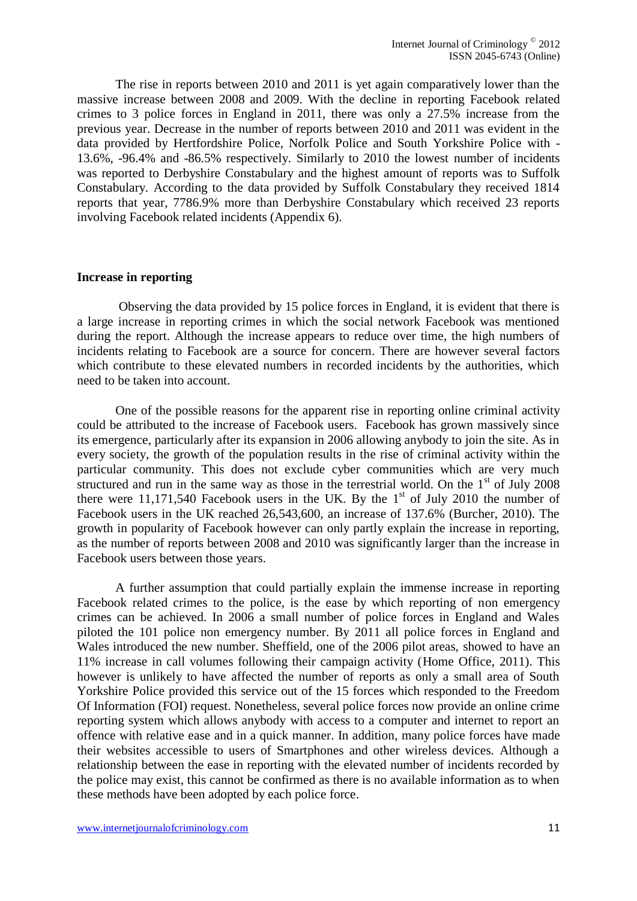The rise in reports between 2010 and 2011 is yet again comparatively lower than the massive increase between 2008 and 2009. With the decline in reporting Facebook related crimes to 3 police forces in England in 2011, there was only a 27.5% increase from the previous year. Decrease in the number of reports between 2010 and 2011 was evident in the data provided by Hertfordshire Police, Norfolk Police and South Yorkshire Police with -13.6%, -96.4% and -86.5% respectively. Similarly to 2010 the lowest number of incidents was reported to Derbyshire Constabulary and the highest amount of reports was to Suffolk Constabulary. According to the data provided by Suffolk Constabulary they received 1814 reports that year, 7786.9% more than Derbyshire Constabulary which received 23 reports involving Facebook related incidents (Appendix 6).

## Increase in reporting

Observing the data provided by 15 police forces in England, it is evident that there is a large increase in reporting crimes in which the social network Facebook was mentioned during the report. Although the increase appears to reduce over time, the high numbers of incidents relating to Facebook are a source for concern. There are however several factors which contribute to these elevated numbers in recorded incidents by the authorities, which need to be taken into account.

One of the possible reasons for the apparent rise in reporting online criminal activity could be attributed to the increase of Facebook users. Facebook has grown massively since its emergence, particularly after its expansion in 2006 allowing anybody to join the site. As in every society, the growth of the population results in the rise of criminal activity within the particular community. This does not exclude cyber communities which are very much structured and run in the same way as those in the terrestrial world. On the 1st of July 2008 there were 11,171,540 Facebook users in the UK. By the 1st of July 2010 the number of Facebook users in the UK reached 26,543,600, an increase of 137.6% (Burcher, 2010). The growth in popularity of Facebook however can only partly explain the increase in reporting, as the number of reports between 2008 and 2010 was significantly larger than the increase in Facebook users between those years.

A further assumption that could partially explain the immense increase in reporting Facebook related crimes to the police, is the ease by which reporting of non emergency crimes can be achieved. In 2006 a small number of police forces in England and Wales piloted the 101 police non emergency number. By 2011 all police forces in England and Wales introduced the new number. Sheffield, one of the 2006 pilot areas, showed to have an 11% increase in call volumes following their campaign activity (Home Office, 2011). This however is unlikely to have affected the number of reports as only a small area of South Yorkshire Police provided this service out of the 15 forces which responded to the Freedom Of Information (FOI) request. Nonetheless, several police forces now provide an online crime reporting system which allows anybody with access to a computer and internet to report an offence with relative ease and in a quick manner. In addition, many police forces have made their websites accessible to users of Smartphones and other wireless devices. Although a relationship between the ease in reporting with the elevated number of incidents recorded by the police may exist, this cannot be confirmed as there is no available information as to when these methods have been adopted by each police force.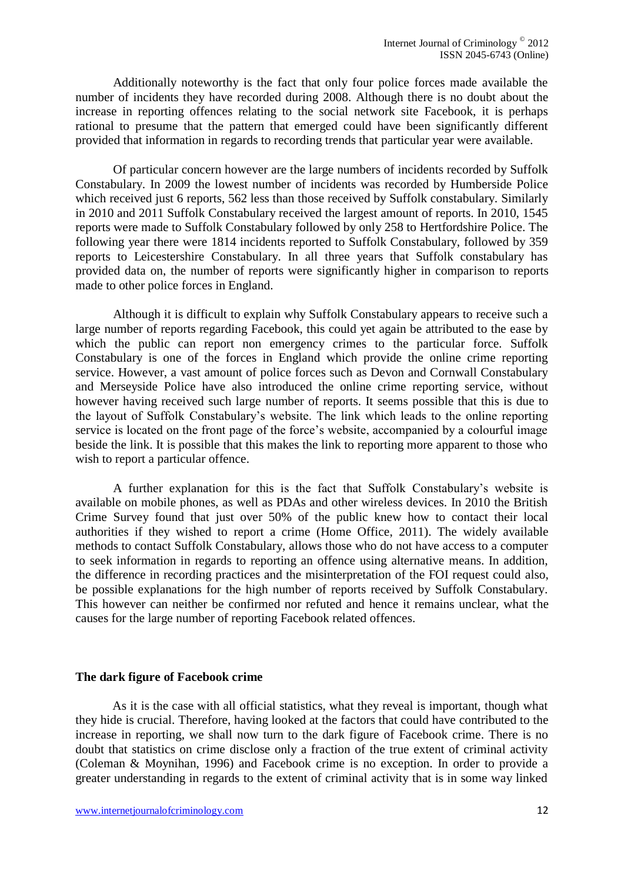Additionally noteworthy is the fact that only four police forces made available the number of incidents they have recorded during 2008. Although there is no doubt about the increase in reporting offences relating to the social network site Facebook, it is perhaps rational to presume that the pattern that emerged could have been significantly different provided that information in regards to recording trends that particular year were available.

Of particular concern however are the large numbers of incidents recorded by Suffolk Constabulary. In 2009 the lowest number of incidents was recorded by Humberside Police which received just 6 reports, 562 less than those received by Suffolk constabulary. Similarly in 2010 and 2011 Suffolk Constabulary received the largest amount of reports. In 2010, 1545 reports were made to Suffolk Constabulary followed by only 258 to Hertfordshire Police. The following year there were 1814 incidents reported to Suffolk Constabulary, followed by 359 reports to Leicestershire Constabulary. In all three years that Suffolk constabulary has provided data on, the number of reports were significantly higher in comparison to reports made to other police forces in England.

Although it is difficult to explain why Suffolk Constabulary appears to receive such a large number of reports regarding Facebook, this could yet again be attributed to the ease by which the public can report non emergency crimes to the particular force. Suffolk Constabulary is one of the forces in England which provide the online crime reporting service. However, a vast amount of police forces such as Devon and Cornwall Constabulary and Merseyside Police have also introduced the online crime reporting service, without however having received such large number of reports. It seems possible that this is due to the layout of Suffolk Constabulary's website. The link which leads to the online reporting service is located on the front page of the force's website, accompanied by a colourful image beside the link. It is possible that this makes the link to reporting more apparent to those who wish to report a particular offence.

A further explanation for this is the fact that Suffolk Constabulary's website is available on mobile phones, as well as PDAs and other wireless devices. In 2010 the British Crime Survey found that just over 50% of the public knew how to contact their local authorities if they wished to report a crime (Home Office, 2011). The widely available methods to contact Suffolk Constabulary, allows those who do not have access to a computer to seek information in regards to reporting an offence using alternative means. In addition, the difference in recording practices and the misinterpretation of the FOI request could also, be possible explanations for the high number of reports received by Suffolk Constabulary. This however can neither be confirmed nor refuted and hence it remains unclear, what the causes for the large number of reporting Facebook related offences.

**The dark figure of Facebook crime**

As it is the case with all official statistics, what they reveal is important, though what they hide is crucial. Therefore, having looked at the factors that could have contributed to the increase in reporting, we shall now turn to the dark figure of Facebook crime. There is no doubt that statistics on crime disclose only a fraction of the true extent of criminal activity (Coleman & Moynihan, 1996) and Facebook crime is no exception. In order to provide a greater understanding in regards to the extent of criminal activity that is in some way linked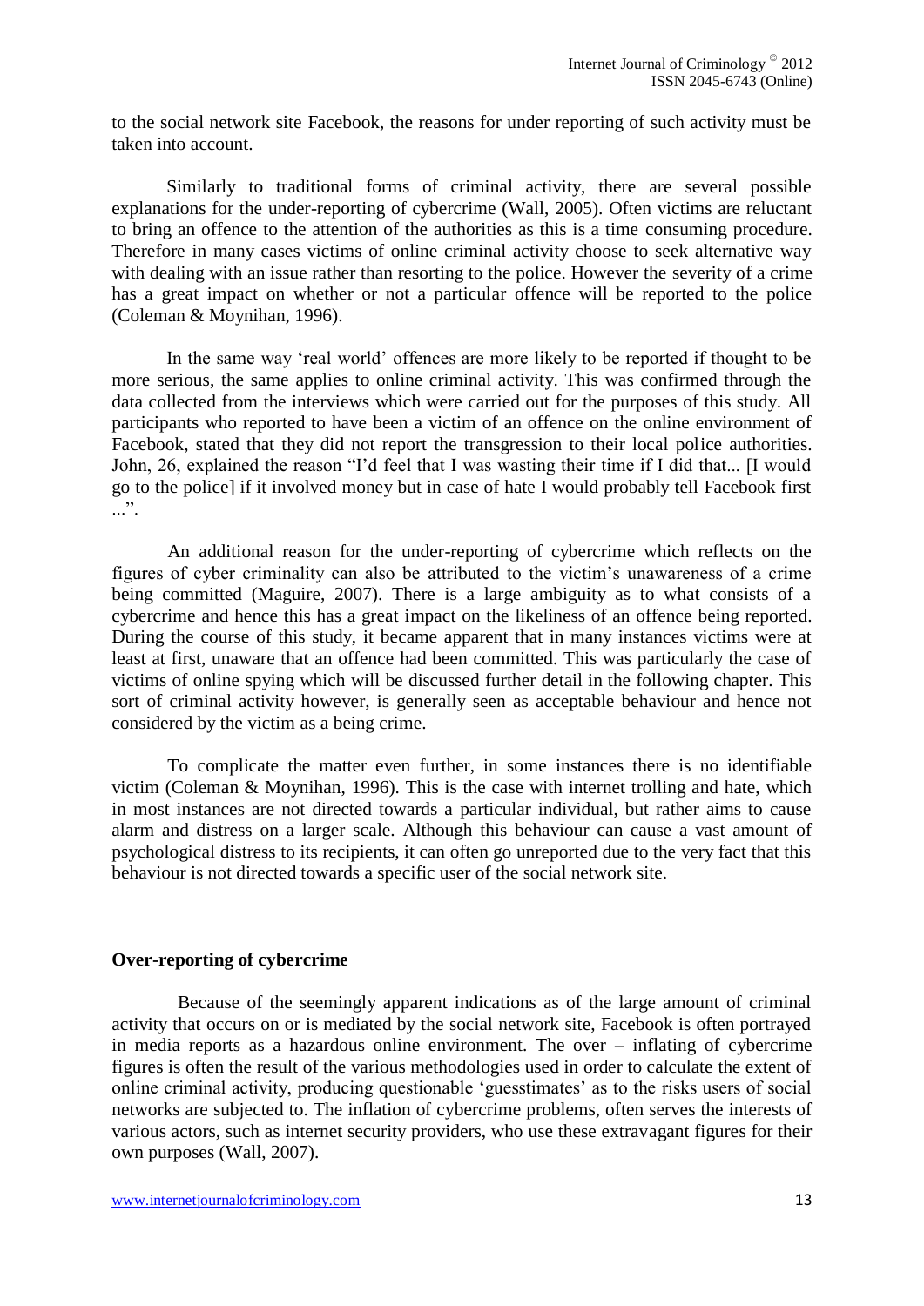to the social network site Facebook, the reasons for under reporting of such activity must be taken into account.

Similarly to traditional forms of criminal activity, there are several possible explanations for the under-reporting of cybercrime (Wall, 2005). Often victims are reluctant to bring an offence to the attention of the authorities as this is a time consuming procedure. Therefore in many cases victims of online criminal activity choose to seek alternative way with dealing with an issue rather than resorting to the police. However the severity of a crime has a great impact on whether or not a particular offence will be reported to the police (Coleman & Moynihan, 1996).

In the same way 'real world' offences are more likely to be reported if thought to be more serious, the same applies to online criminal activity. This was confirmed through the data collected from the interviews which were carried out for the purposes of this study. All participants who reported to have been a victim of an offence on the online environment of Facebook, stated that they did not report the transgression to their local police authorities. John, 26, explained the reason "I'd feel that I was wasting their time if I did that... [I would go to the police] if it involved money but in case of hate I would probably tell Facebook first ...".

An additional reason for the under-reporting of cybercrime which reflects on the figures of cyber criminality can also be attributed to the victim's unawareness of a crime being committed (Maguire, 2007). There is a large ambiguity as to what consists of a cybercrime and hence this has a great impact on the likeliness of an offence being reported. During the course of this study, it became apparent that in many instances victims were at least at first, unaware that an offence had been committed. This was particularly the case of victims of online spying which will be discussed further detail in the following chapter. This sort of criminal activity however, is generally seen as acceptable behaviour and hence not considered by the victim as a being crime.

To complicate the matter even further, in some instances there is no identifiable victim (Coleman & Moynihan, 1996). This is the case with internet trolling and hate, which in most instances are not directed towards a particular individual, but rather aims to cause alarm and distress on a larger scale. Although this behaviour can cause a vast amount of psychological distress to its recipients, it can often go unreported due to the very fact that this behaviour is not directed towards a specific user of the social network site.

## Over-reporting of cybercrime

Because of the seemingly apparent indications as of the large amount of criminal activity that occurs on or is mediated by the social network site, Facebook is often portrayed in media reports as a hazardous online environment. The over – inflating of cybercrime figures is often the result of the various methodologies used in order to calculate the extent of online criminal activity, producing questionable 'guesstimates' as to the risks users of social networks are subjected to. The inflation of cybercrime problems, often serves the interests of various actors, such as internet security providers, who use these extravagant figures for their own purposes (Wall, 2007).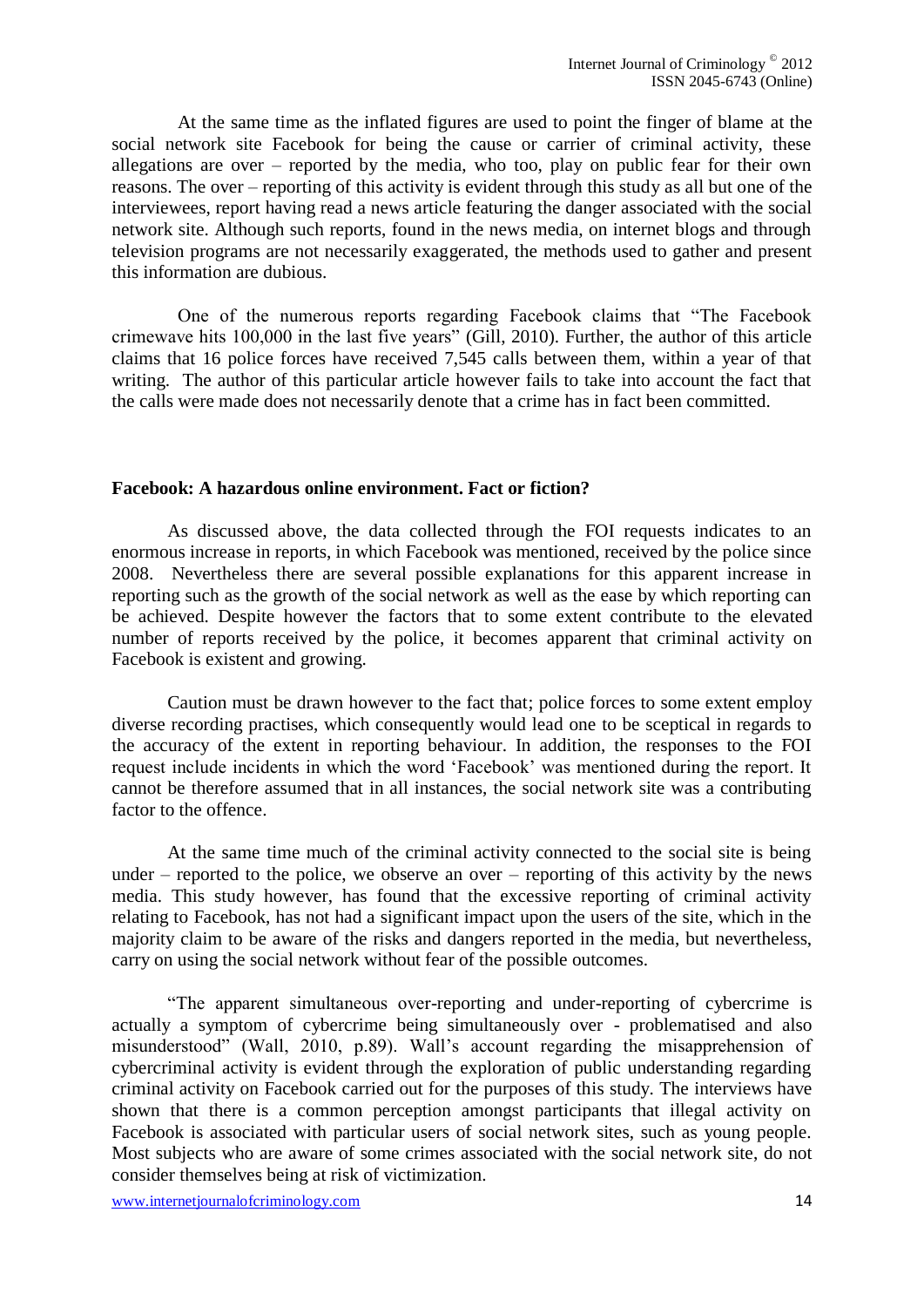At the same time as the inflated figures are used to point the finger of blame at the social network site Facebook for being the cause or carrier of criminal activity, these allegations are over – reported by the media, who too, play on public fear for their own reasons. The over – reporting of this activity is evident through this study as all but one of the interviewees, report having read a news article featuring the danger associated with the social network site. Although such reports, found in the news media, on internet blogs and through television programs are not necessarily exaggerated, the methods used to gather and present this information are dubious.

One of the numerous reports regarding Facebook claims that "The Facebook crimewave hits 100,000 in the last five years" (Gill, 2010). Further, the author of this article claims that 16 police forces have received 7,545 calls between them, within a year of that writing. The author of this particular article however fails to take into account the fact that the calls were made does not necessarily denote that a crime has in fact been committed.

**Facebook: A hazardous online environment. Fact or fiction?**

As discussed above, the data collected through the FOI requests indicates to an enormous increase in reports, in which Facebook was mentioned, received by the police since 2008. Nevertheless there are several possible explanations for this apparent increase in reporting such as the growth of the social network as well as the ease by which reporting can be achieved. Despite however the factors that to some extent contribute to the elevated number of reports received by the police, it becomes apparent that criminal activity on Facebook is existent and growing.

Caution must be drawn however to the fact that; police forces to some extent employ diverse recording practises, which consequently would lead one to be sceptical in regards to the accuracy of the extent in reporting behaviour. In addition, the responses to the FOI request include incidents in which the word 'Facebook' was mentioned during the report. It cannot be therefore assumed that in all instances, the social network site was a contributing factor to the offence.

At the same time much of the criminal activity connected to the social site is being under – reported to the police, we observe an over – reporting of this activity by the news media. This study however, has found that the excessive reporting of criminal activity relating to Facebook, has not had a significant impact upon the users of the site, which in the majority claim to be aware of the risks and dangers reported in the media, but nevertheless, carry on using the social network without fear of the possible outcomes.

"The apparent simultaneous over-reporting and under-reporting of cybercrime is actually a symptom of cybercrime being simultaneously over - problematised and also misunderstood" (Wall, 2010, p.89). Wall's account regarding the misapprehension of cybercriminal activity is evident through the exploration of public understanding regarding criminal activity on Facebook carried out for the purposes of this study. The interviews have shown that there is a common perception amongst participants that illegal activity on Facebook is associated with particular users of social network sites, such as young people. Most subjects who are aware of some crimes associated with the social network site, do not consider themselves being at risk of victimization.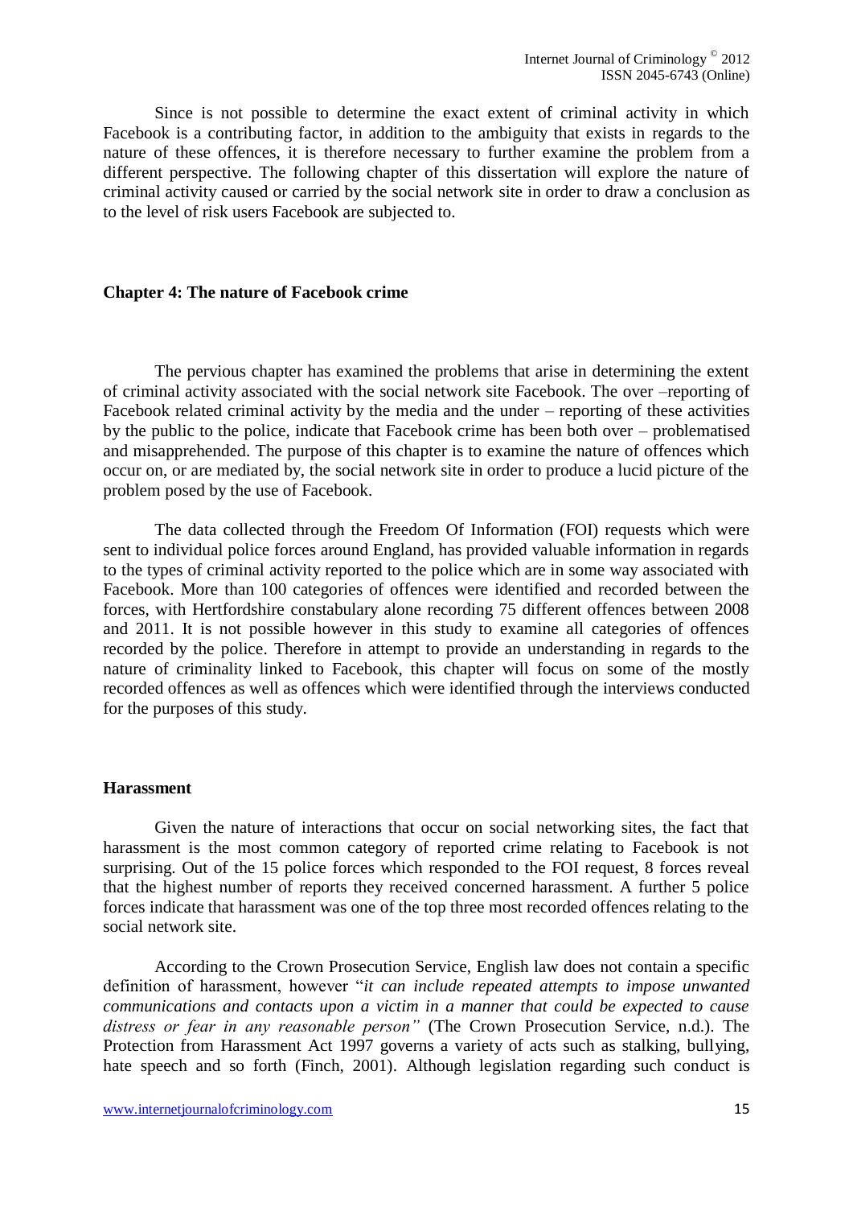Since is not possible to determine the exact extent of criminal activity in which Facebook is a contributing factor, in addition to the ambiguity that exists in regards to the nature of these offences, it is therefore necessary to further examine the problem from a different perspective. The following chapter of this dissertation will explore the nature of criminal activity caused or carried by the social network site in order to draw a conclusion as to the level of risk users Facebook are subjected to.

## Chapter 4: The nature of Facebook crime

The pervious chapter has examined the problems that arise in determining the extent of criminal activity associated with the social network site Facebook. The over –reporting of Facebook related criminal activity by the media and the under – reporting of these activities by the public to the police, indicate that Facebook crime has been both over – problematised and misapprehended. The purpose of this chapter is to examine the nature of offences which occur on, or are mediated by, the social network site in order to produce a lucid picture of the problem posed by the use of Facebook.

The data collected through the Freedom Of Information (FOI) requests which were sent to individual police forces around England, has provided valuable information in regards to the types of criminal activity reported to the police which are in some way associated with Facebook. More than 100 categories of offences were identified and recorded between the forces, with Hertfordshire constabulary alone recording 75 different offences between 2008 and 2011. It is not possible however in this study to examine all categories of offences recorded by the police. Therefore in attempt to provide an understanding in regards to the nature of criminality linked to Facebook, this chapter will focus on some of the mostly recorded offences as well as offences which were identified through the interviews conducted for the purposes of this study.

### Harassment

Given the nature of interactions that occur on social networking sites, the fact that harassment is the most common category of reported crime relating to Facebook is not surprising. Out of the 15 police forces which responded to the FOI request, 8 forces reveal that the highest number of reports they received concerned harassment. A further 5 police forces indicate that harassment was one of the top three most recorded offences relating to the social network site.

According to the Crown Prosecution Service, English law does not contain a specific definition of harassment, however "*it can include repeated attempts to impose unwanted communications and contacts upon a victim in a manner that could be expected to cause distress or fear in any reasonable person"* (The Crown Prosecution Service, n.d.). The Protection from Harassment Act 1997 governs a variety of acts such as stalking, bullying, hate speech and so forth (Finch, 2001). Although legislation regarding such conduct is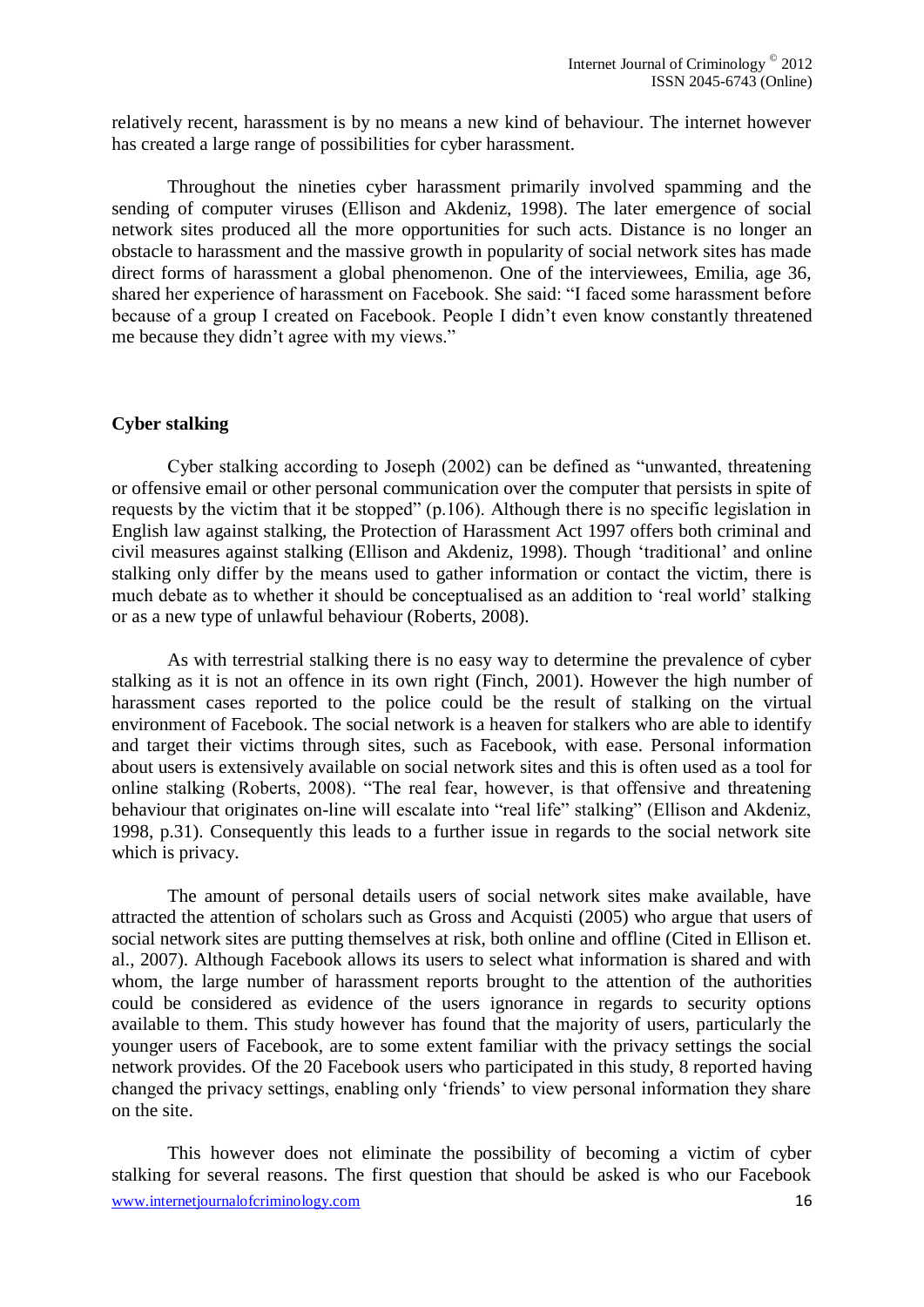relatively recent, harassment is by no means a new kind of behaviour. The internet however has created a large range of possibilities for cyber harassment.

Throughout the nineties cyber harassment primarily involved spamming and the sending of computer viruses (Ellison and Akdeniz, 1998). The later emergence of social network sites produced all the more opportunities for such acts. Distance is no longer an obstacle to harassment and the massive growth in popularity of social network sites has made direct forms of harassment a global phenomenon. One of the interviewees, Emilia, age 36, shared her experience of harassment on Facebook. She said: "I faced some harassment before because of a group I created on Facebook. People I didn't even know constantly threatened me because they didn't agree with my views."

**Cyber stalking**

Cyber stalking according to Joseph (2002) can be defined as "unwanted, threatening or offensive email or other personal communication over the computer that persists in spite of requests by the victim that it be stopped" (p.106). Although there is no specific legislation in English law against stalking, the Protection of Harassment Act 1997 offers both criminal and civil measures against stalking (Ellison and Akdeniz, 1998). Though 'traditional' and online stalking only differ by the means used to gather information or contact the victim, there is much debate as to whether it should be conceptualised as an addition to 'real world' stalking or as a new type of unlawful behaviour (Roberts, 2008).

As with terrestrial stalking there is no easy way to determine the prevalence of cyber stalking as it is not an offence in its own right (Finch, 2001). However the high number of harassment cases reported to the police could be the result of stalking on the virtual environment of Facebook. The social network is a heaven for stalkers who are able to identify and target their victims through sites, such as Facebook, with ease. Personal information about users is extensively available on social network sites and this is often used as a tool for online stalking (Roberts, 2008). "The real fear, however, is that offensive and threatening behaviour that originates on-line will escalate into "real life" stalking" (Ellison and Akdeniz, 1998, p.31). Consequently this leads to a further issue in regards to the social network site which is privacy.

The amount of personal details users of social network sites make available, have attracted the attention of scholars such as Gross and Acquisti (2005) who argue that users of social network sites are putting themselves at risk, both online and offline (Cited in Ellison et. al., 2007). Although Facebook allows its users to select what information is shared and with whom, the large number of harassment reports brought to the attention of the authorities could be considered as evidence of the users ignorance in regards to security options available to them. This study however has found that the majority of users, particularly the younger users of Facebook, are to some extent familiar with the privacy settings the social network provides. Of the 20 Facebook users who participated in this study, 8 reported having changed the privacy settings, enabling only 'friends' to view personal information they share on the site.

This however does not eliminate the possibility of becoming a victim of cyber stalking for several reasons. The first question that should be asked is who our Facebook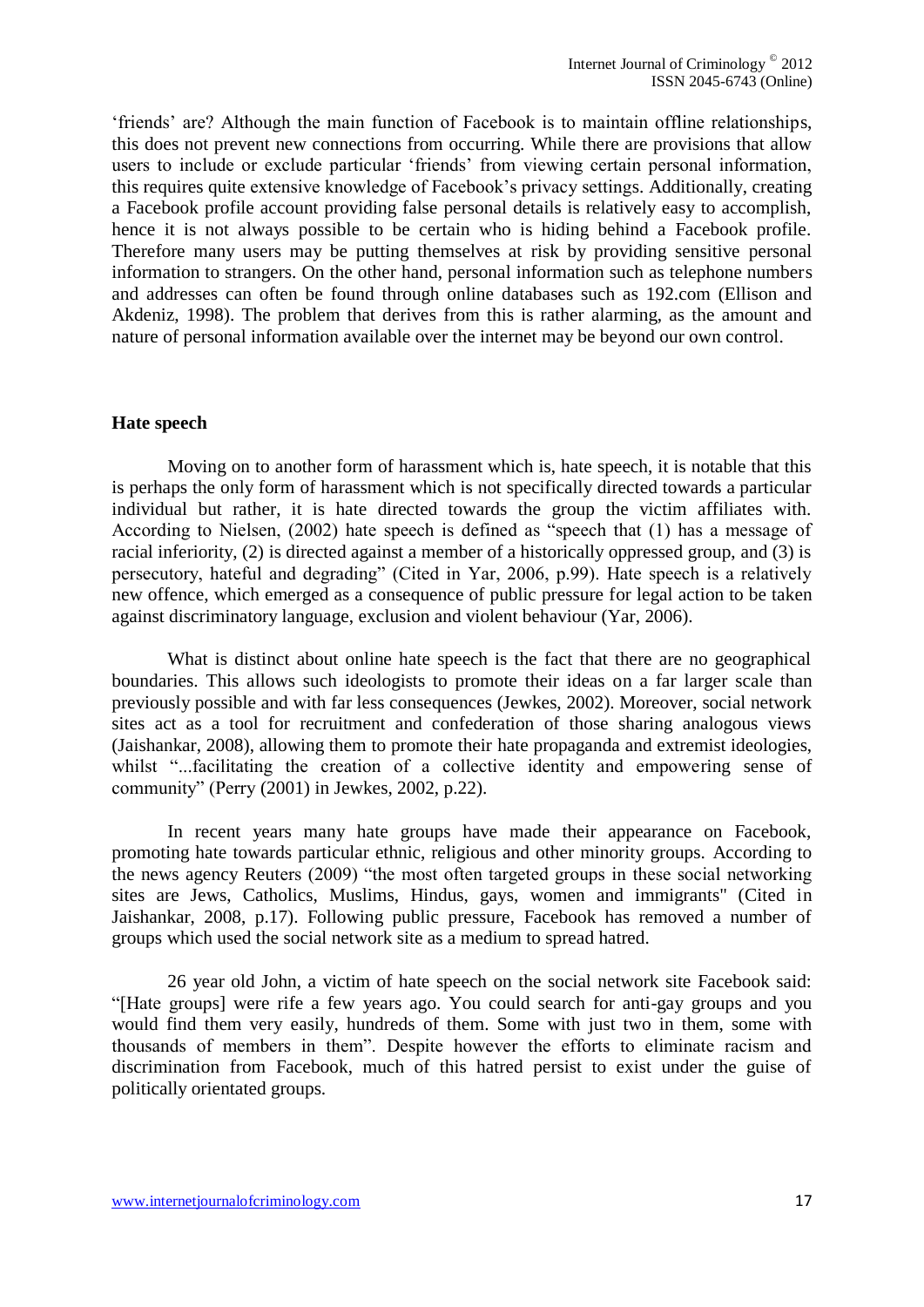'friends' are? Although the main function of Facebook is to maintain offline relationships, this does not prevent new connections from occurring. While there are provisions that allow users to include or exclude particular 'friends' from viewing certain personal information, this requires quite extensive knowledge of Facebook's privacy settings. Additionally, creating a Facebook profile account providing false personal details is relatively easy to accomplish, hence it is not always possible to be certain who is hiding behind a Facebook profile. Therefore many users may be putting themselves at risk by providing sensitive personal information to strangers. On the other hand, personal information such as telephone numbers and addresses can often be found through online databases such as 192.com (Ellison and Akdeniz, 1998). The problem that derives from this is rather alarming, as the amount and nature of personal information available over the internet may be beyond our own control.

**Hate speech**

Moving on to another form of harassment which is, hate speech, it is notable that this is perhaps the only form of harassment which is not specifically directed towards a particular individual but rather, it is hate directed towards the group the victim affiliates with. According to Nielsen, (2002) hate speech is defined as "speech that (1) has a message of racial inferiority, (2) is directed against a member of a historically oppressed group, and (3) is persecutory, hateful and degrading" (Cited in Yar, 2006, p.99). Hate speech is a relatively new offence, which emerged as a consequence of public pressure for legal action to be taken against discriminatory language, exclusion and violent behaviour (Yar, 2006).

What is distinct about online hate speech is the fact that there are no geographical boundaries. This allows such ideologists to promote their ideas on a far larger scale than previously possible and with far less consequences (Jewkes, 2002). Moreover, social network sites act as a tool for recruitment and confederation of those sharing analogous views (Jaishankar, 2008), allowing them to promote their hate propaganda and extremist ideologies, whilst "...facilitating the creation of a collective identity and empowering sense of community" (Perry (2001) in Jewkes, 2002, p.22).

In recent years many hate groups have made their appearance on Facebook, promoting hate towards particular ethnic, religious and other minority groups. According to the news agency Reuters (2009) "the most often targeted groups in these social networking sites are Jews, Catholics, Muslims, Hindus, gays, women and immigrants" (Cited in Jaishankar, 2008, p.17). Following public pressure, Facebook has removed a number of groups which used the social network site as a medium to spread hatred.

26 year old John, a victim of hate speech on the social network site Facebook said: "[Hate groups] were rife a few years ago. You could search for anti-gay groups and you would find them very easily, hundreds of them. Some with just two in them, some with thousands of members in them". Despite however the efforts to eliminate racism and discrimination from Facebook, much of this hatred persist to exist under the guise of politically orientated groups.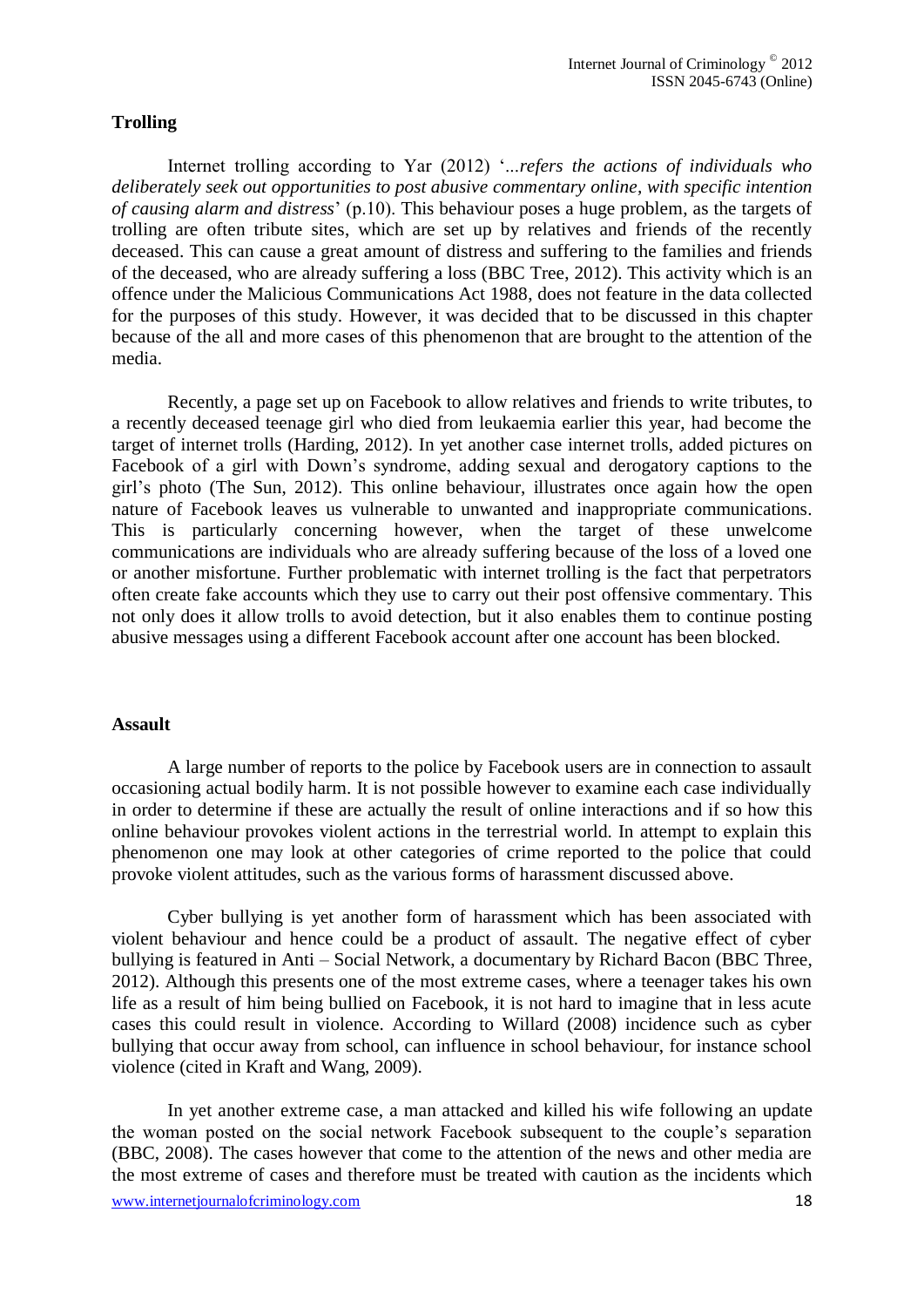## Trolling

Internet trolling according to Yar (2012) '*...refers the actions of individuals who deliberately seek out opportunities to post abusive commentary online, with specific intention of causing alarm and distress*' (p.10). This behaviour poses a huge problem, as the targets of trolling are often tribute sites, which are set up by relatives and friends of the recently deceased. This can cause a great amount of distress and suffering to the families and friends of the deceased, who are already suffering a loss (BBC Tree, 2012). This activity which is an offence under the Malicious Communications Act 1988, does not feature in the data collected for the purposes of this study. However, it was decided that to be discussed in this chapter because of the all and more cases of this phenomenon that are brought to the attention of the media.

Recently, a page set up on Facebook to allow relatives and friends to write tributes, to a recently deceased teenage girl who died from leukaemia earlier this year, had become the target of internet trolls (Harding, 2012). In yet another case internet trolls, added pictures on Facebook of a girl with Down's syndrome, adding sexual and derogatory captions to the girl's photo (The Sun, 2012). This online behaviour, illustrates once again how the open nature of Facebook leaves us vulnerable to unwanted and inappropriate communications. This is particularly concerning however, when the target of these unwelcome communications are individuals who are already suffering because of the loss of a loved one or another misfortune. Further problematic with internet trolling is the fact that perpetrators often create fake accounts which they use to carry out their post offensive commentary. This not only does it allow trolls to avoid detection, but it also enables them to continue posting abusive messages using a different Facebook account after one account has been blocked.

## Assault

A large number of reports to the police by Facebook users are in connection to assault occasioning actual bodily harm. It is not possible however to examine each case individually in order to determine if these are actually the result of online interactions and if so how this online behaviour provokes violent actions in the terrestrial world. In attempt to explain this phenomenon one may look at other categories of crime reported to the police that could provoke violent attitudes, such as the various forms of harassment discussed above.

Cyber bullying is yet another form of harassment which has been associated with violent behaviour and hence could be a product of assault. The negative effect of cyber bullying is featured in Anti – Social Network, a documentary by Richard Bacon (BBC Three, 2012). Although this presents one of the most extreme cases, where a teenager takes his own life as a result of him being bullied on Facebook, it is not hard to imagine that in less acute cases this could result in violence. According to Willard (2008) incidence such as cyber bullying that occur away from school, can influence in school behaviour, for instance school violence (cited in Kraft and Wang, 2009).

In yet another extreme case, a man attacked and killed his wife following an update the woman posted on the social network Facebook subsequent to the couple's separation (BBC, 2008). The cases however that come to the attention of the news and other media are the most extreme of cases and therefore must be treated with caution as the incidents which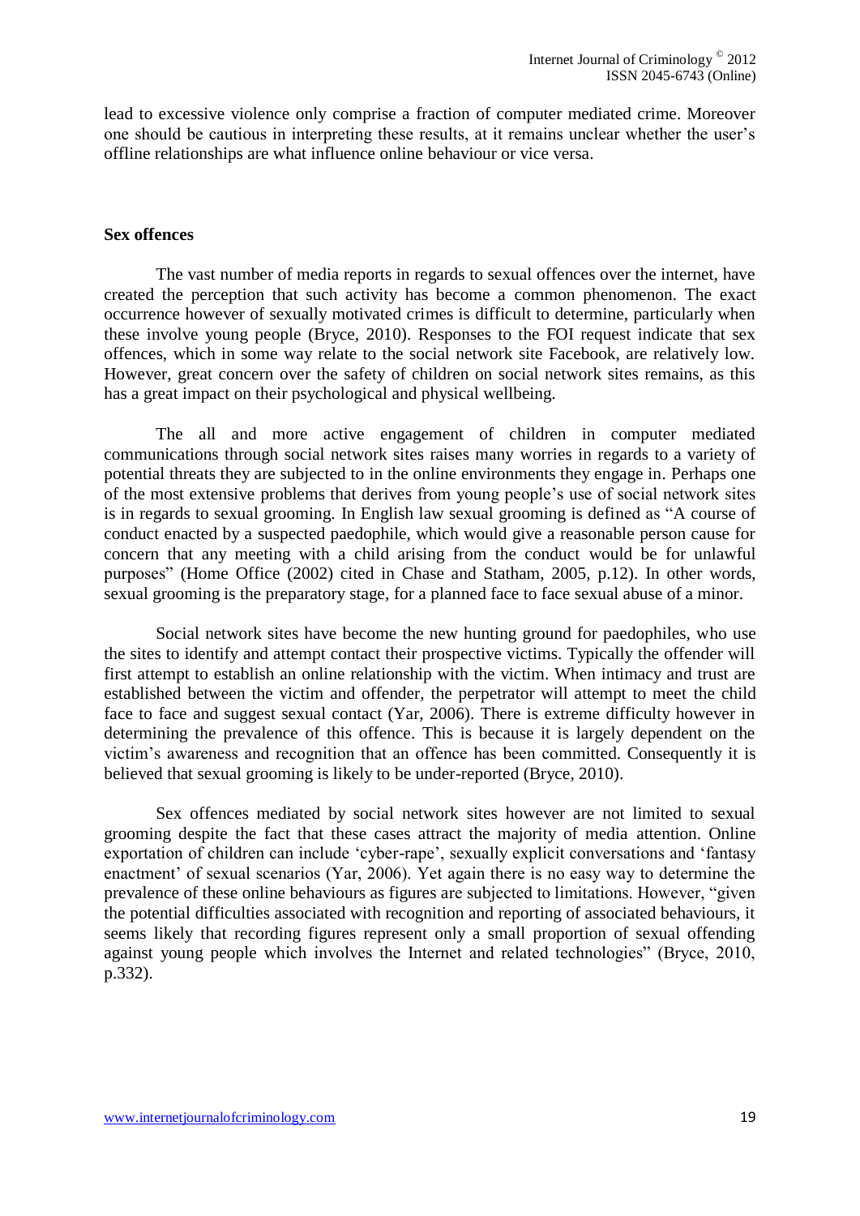lead to excessive violence only comprise a fraction of computer mediated crime. Moreover one should be cautious in interpreting these results, at it remains unclear whether the user's offline relationships are what influence online behaviour or vice versa.

**Sex offences**

The vast number of media reports in regards to sexual offences over the internet, have created the perception that such activity has become a common phenomenon. The exact occurrence however of sexually motivated crimes is difficult to determine, particularly when these involve young people (Bryce, 2010). Responses to the FOI request indicate that sex offences, which in some way relate to the social network site Facebook, are relatively low. However, great concern over the safety of children on social network sites remains, as this has a great impact on their psychological and physical wellbeing.

The all and more active engagement of children in computer mediated communications through social network sites raises many worries in regards to a variety of potential threats they are subjected to in the online environments they engage in. Perhaps one of the most extensive problems that derives from young people's use of social network sites is in regards to sexual grooming. In English law sexual grooming is defined as "A course of conduct enacted by a suspected paedophile, which would give a reasonable person cause for concern that any meeting with a child arising from the conduct would be for unlawful purposes" (Home Office (2002) cited in Chase and Statham, 2005, p.12). In other words, sexual grooming is the preparatory stage, for a planned face to face sexual abuse of a minor.

Social network sites have become the new hunting ground for paedophiles, who use the sites to identify and attempt contact their prospective victims. Typically the offender will first attempt to establish an online relationship with the victim. When intimacy and trust are established between the victim and offender, the perpetrator will attempt to meet the child face to face and suggest sexual contact (Yar, 2006). There is extreme difficulty however in determining the prevalence of this offence. This is because it is largely dependent on the victim's awareness and recognition that an offence has been committed. Consequently it is believed that sexual grooming is likely to be under-reported (Bryce, 2010).

Sex offences mediated by social network sites however are not limited to sexual grooming despite the fact that these cases attract the majority of media attention. Online exportation of children can include 'cyber-rape', sexually explicit conversations and 'fantasy enactment' of sexual scenarios (Yar, 2006). Yet again there is no easy way to determine the prevalence of these online behaviours as figures are subjected to limitations. However, "given the potential difficulties associated with recognition and reporting of associated behaviours, it seems likely that recording figures represent only a small proportion of sexual offending against young people which involves the Internet and related technologies" (Bryce, 2010, p.332).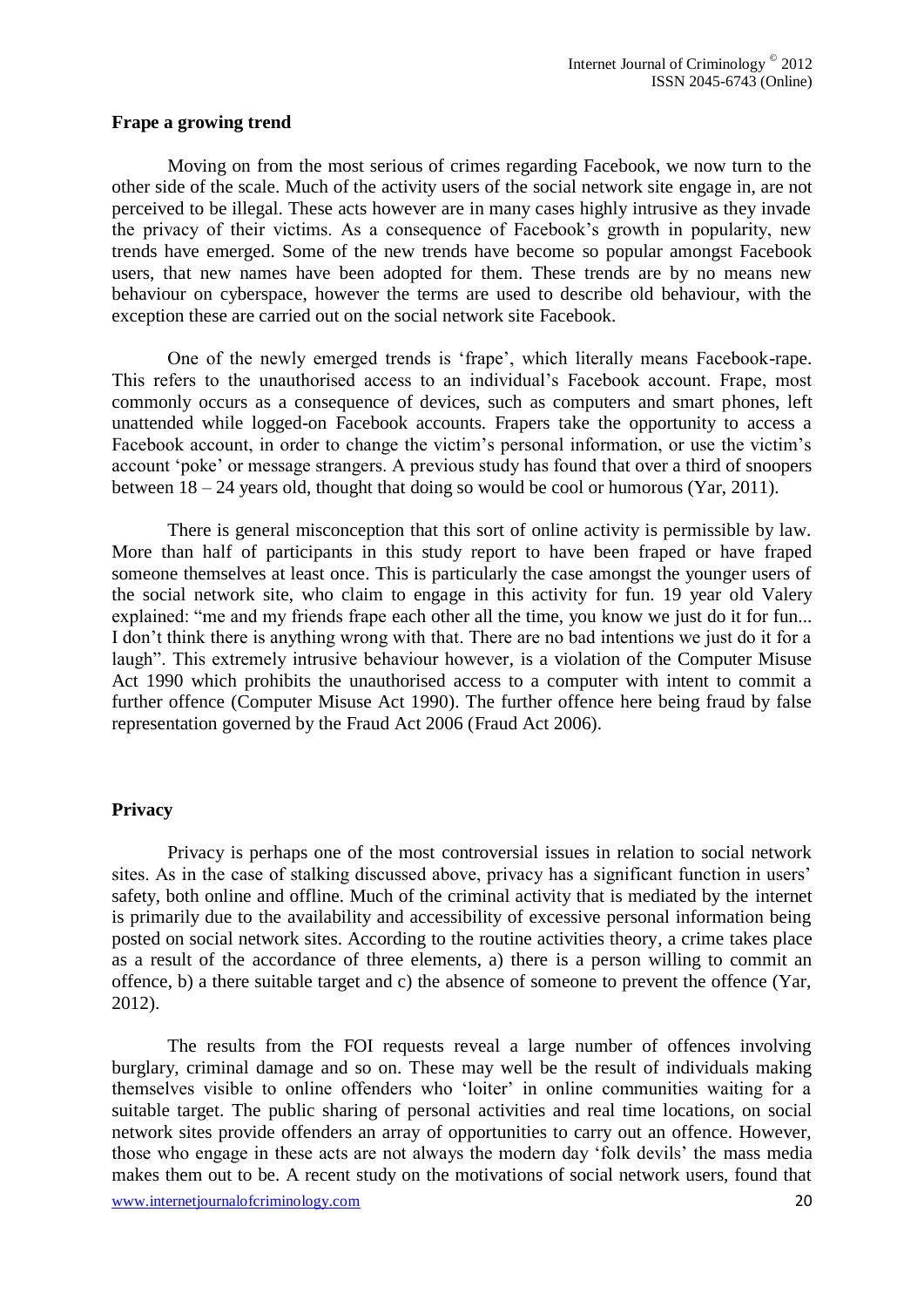## Frape a growing trend

Moving on from the most serious of crimes regarding Facebook, we now turn to the other side of the scale. Much of the activity users of the social network site engage in, are not perceived to be illegal. These acts however are in many cases highly intrusive as they invade the privacy of their victims. As a consequence of Facebook's growth in popularity, new trends have emerged. Some of the new trends have become so popular amongst Facebook users, that new names have been adopted for them. These trends are by no means new behaviour on cyberspace, however the terms are used to describe old behaviour, with the exception these are carried out on the social network site Facebook.

One of the newly emerged trends is 'frape', which literally means Facebook-rape. This refers to the unauthorised access to an individual's Facebook account. Frape, most commonly occurs as a consequence of devices, such as computers and smart phones, left unattended while logged-on Facebook accounts. Frapers take the opportunity to access a Facebook account, in order to change the victim's personal information, or use the victim's account 'poke' or message strangers. A previous study has found that over a third of snoopers between 18 – 24 years old, thought that doing so would be cool or humorous (Yar, 2011).

There is general misconception that this sort of online activity is permissible by law. More than half of participants in this study report to have been fraped or have fraped someone themselves at least once. This is particularly the case amongst the younger users of the social network site, who claim to engage in this activity for fun. 19 year old Valery explained: "me and my friends frape each other all the time, you know we just do it for fun... I don't think there is anything wrong with that. There are no bad intentions we just do it for a laugh". This extremely intrusive behaviour however, is a violation of the Computer Misuse Act 1990 which prohibits the unauthorised access to a computer with intent to commit a further offence (Computer Misuse Act 1990). The further offence here being fraud by false representation governed by the Fraud Act 2006 (Fraud Act 2006).

## Privacy

Privacy is perhaps one of the most controversial issues in relation to social network sites. As in the case of stalking discussed above, privacy has a significant function in users' safety, both online and offline. Much of the criminal activity that is mediated by the internet is primarily due to the availability and accessibility of excessive personal information being posted on social network sites. According to the routine activities theory, a crime takes place as a result of the accordance of three elements, a) there is a person willing to commit an offence, b) a there suitable target and c) the absence of someone to prevent the offence (Yar, 2012).

The results from the FOI requests reveal a large number of offences involving burglary, criminal damage and so on. These may well be the result of individuals making themselves visible to online offenders who 'loiter' in online communities waiting for a suitable target. The public sharing of personal activities and real time locations, on social network sites provide offenders an array of opportunities to carry out an offence. However, those who engage in these acts are not always the modern day 'folk devils' the mass media makes them out to be. A recent study on the motivations of social network users, found that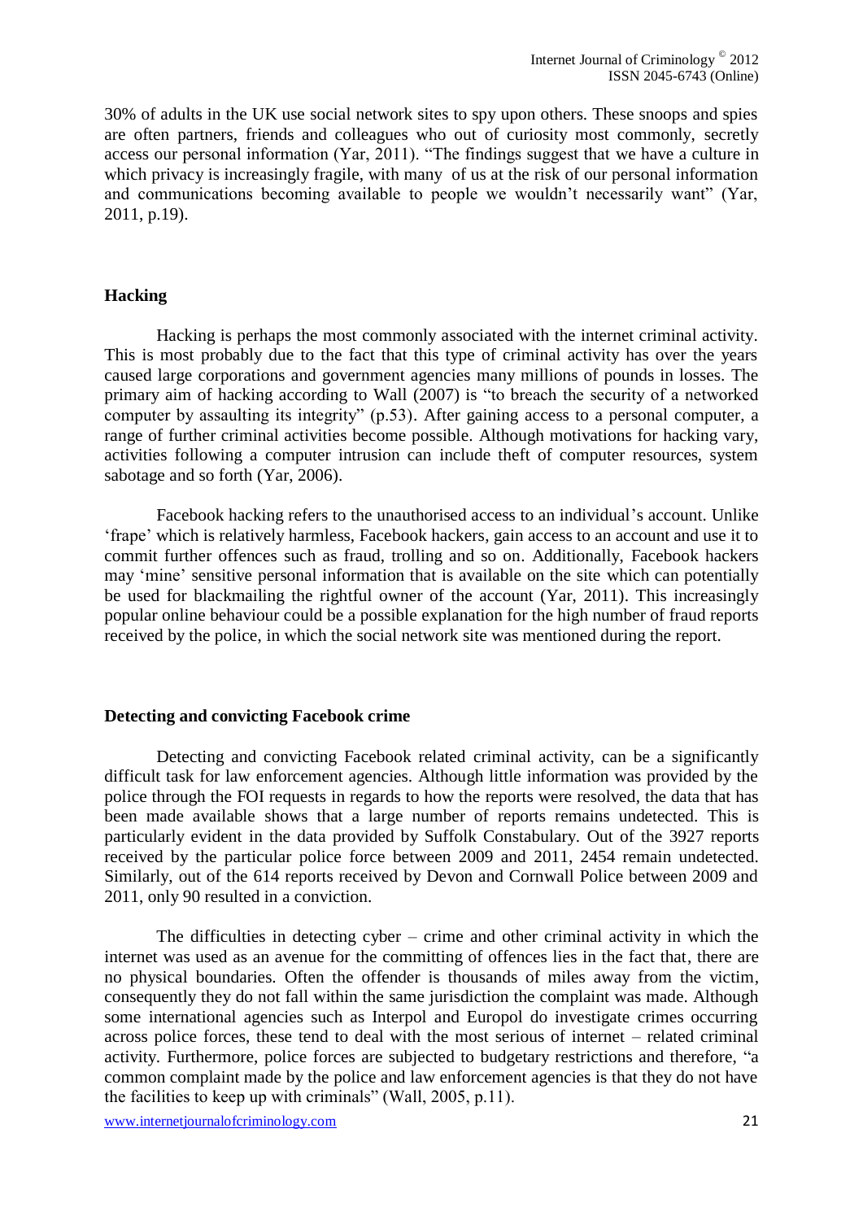30% of adults in the UK use social network sites to spy upon others. These snoops and spies are often partners, friends and colleagues who out of curiosity most commonly, secretly access our personal information (Yar, 2011). "The findings suggest that we have a culture in which privacy is increasingly fragile, with many of us at the risk of our personal information and communications becoming available to people we wouldn't necessarily want" (Yar, 2011, p.19).

## Hacking

Hacking is perhaps the most commonly associated with the internet criminal activity. This is most probably due to the fact that this type of criminal activity has over the years caused large corporations and government agencies many millions of pounds in losses. The primary aim of hacking according to Wall (2007) is "to breach the security of a networked computer by assaulting its integrity" (p.53). After gaining access to a personal computer, a range of further criminal activities become possible. Although motivations for hacking vary, activities following a computer intrusion can include theft of computer resources, system sabotage and so forth (Yar, 2006).

Facebook hacking refers to the unauthorised access to an individual's account. Unlike 'frape' which is relatively harmless, Facebook hackers, gain access to an account and use it to commit further offences such as fraud, trolling and so on. Additionally, Facebook hackers may 'mine' sensitive personal information that is available on the site which can potentially be used for blackmailing the rightful owner of the account (Yar, 2011). This increasingly popular online behaviour could be a possible explanation for the high number of fraud reports received by the police, in which the social network site was mentioned during the report.

## Detecting and convicting Facebook crime

Detecting and convicting Facebook related criminal activity, can be a significantly difficult task for law enforcement agencies. Although little information was provided by the police through the FOI requests in regards to how the reports were resolved, the data that has been made available shows that a large number of reports remains undetected. This is particularly evident in the data provided by Suffolk Constabulary. Out of the 3927 reports received by the particular police force between 2009 and 2011, 2454 remain undetected. Similarly, out of the 614 reports received by Devon and Cornwall Police between 2009 and 2011, only 90 resulted in a conviction.

The difficulties in detecting cyber – crime and other criminal activity in which the internet was used as an avenue for the committing of offences lies in the fact that, there are no physical boundaries. Often the offender is thousands of miles away from the victim, consequently they do not fall within the same jurisdiction the complaint was made. Although some international agencies such as Interpol and Europol do investigate crimes occurring across police forces, these tend to deal with the most serious of internet – related criminal activity. Furthermore, police forces are subjected to budgetary restrictions and therefore, "a common complaint made by the police and law enforcement agencies is that they do not have the facilities to keep up with criminals" (Wall, 2005, p.11).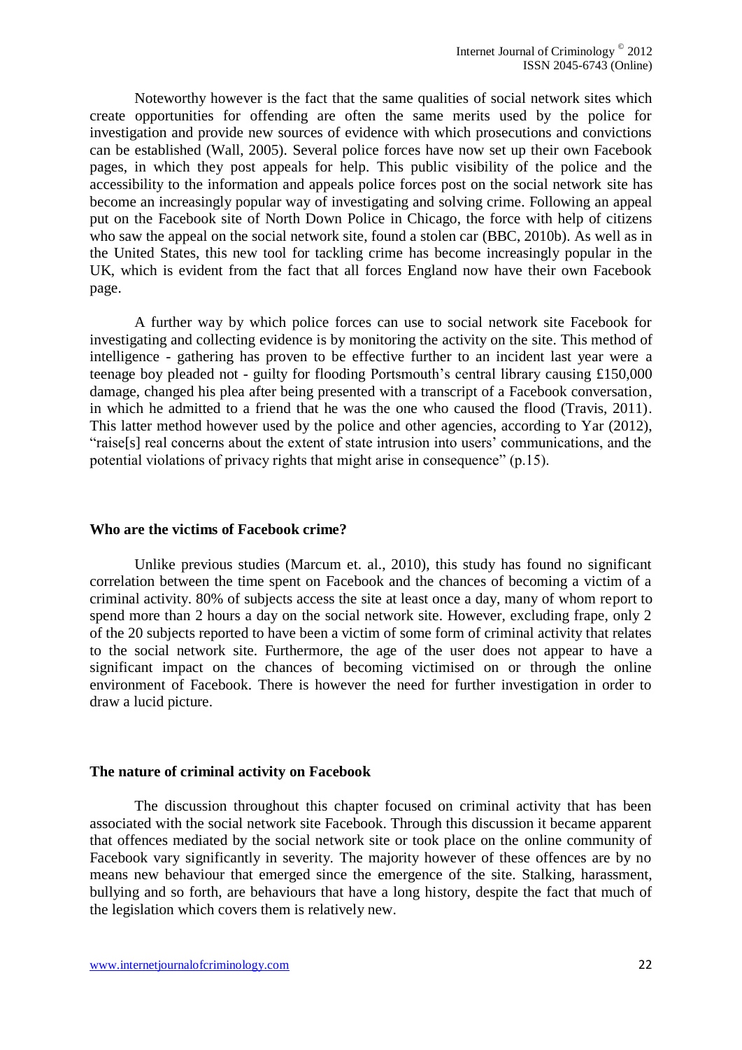Noteworthy however is the fact that the same qualities of social network sites which create opportunities for offending are often the same merits used by the police for investigation and provide new sources of evidence with which prosecutions and convictions can be established (Wall, 2005). Several police forces have now set up their own Facebook pages, in which they post appeals for help. This public visibility of the police and the accessibility to the information and appeals police forces post on the social network site has become an increasingly popular way of investigating and solving crime. Following an appeal put on the Facebook site of North Down Police in Chicago, the force with help of citizens who saw the appeal on the social network site, found a stolen car (BBC, 2010b). As well as in the United States, this new tool for tackling crime has become increasingly popular in the UK, which is evident from the fact that all forces England now have their own Facebook page.

A further way by which police forces can use to social network site Facebook for investigating and collecting evidence is by monitoring the activity on the site. This method of intelligence - gathering has proven to be effective further to an incident last year were a teenage boy pleaded not - guilty for flooding Portsmouth's central library causing £150,000 damage, changed his plea after being presented with a transcript of a Facebook conversation, in which he admitted to a friend that he was the one who caused the flood (Travis, 2011). This latter method however used by the police and other agencies, according to Yar (2012), "raise[s] real concerns about the extent of state intrusion into users' communications, and the potential violations of privacy rights that might arise in consequence" (p.15).

**Who are the victims of Facebook crime?**

Unlike previous studies (Marcum et. al., 2010), this study has found no significant correlation between the time spent on Facebook and the chances of becoming a victim of a criminal activity. 80% of subjects access the site at least once a day, many of whom report to spend more than 2 hours a day on the social network site. However, excluding frape, only 2 of the 20 subjects reported to have been a victim of some form of criminal activity that relates to the social network site. Furthermore, the age of the user does not appear to have a significant impact on the chances of becoming victimised on or through the online environment of Facebook. There is however the need for further investigation in order to draw a lucid picture.

**The nature of criminal activity on Facebook**

The discussion throughout this chapter focused on criminal activity that has been associated with the social network site Facebook. Through this discussion it became apparent that offences mediated by the social network site or took place on the online community of Facebook vary significantly in severity. The majority however of these offences are by no means new behaviour that emerged since the emergence of the site. Stalking, harassment, bullying and so forth, are behaviours that have a long history, despite the fact that much of the legislation which covers them is relatively new.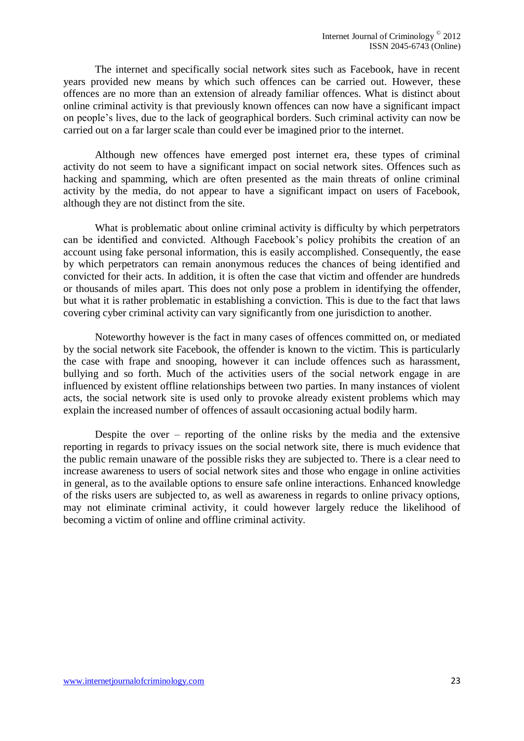The internet and specifically social network sites such as Facebook, have in recent years provided new means by which such offences can be carried out. However, these offences are no more than an extension of already familiar offences. What is distinct about online criminal activity is that previously known offences can now have a significant impact on people's lives, due to the lack of geographical borders. Such criminal activity can now be carried out on a far larger scale than could ever be imagined prior to the internet.

Although new offences have emerged post internet era, these types of criminal activity do not seem to have a significant impact on social network sites. Offences such as hacking and spamming, which are often presented as the main threats of online criminal activity by the media, do not appear to have a significant impact on users of Facebook, although they are not distinct from the site.

What is problematic about online criminal activity is difficulty by which perpetrators can be identified and convicted. Although Facebook's policy prohibits the creation of an account using fake personal information, this is easily accomplished. Consequently, the ease by which perpetrators can remain anonymous reduces the chances of being identified and convicted for their acts. In addition, it is often the case that victim and offender are hundreds or thousands of miles apart. This does not only pose a problem in identifying the offender, but what it is rather problematic in establishing a conviction. This is due to the fact that laws covering cyber criminal activity can vary significantly from one jurisdiction to another.

Noteworthy however is the fact in many cases of offences committed on, or mediated by the social network site Facebook, the offender is known to the victim. This is particularly the case with frape and snooping, however it can include offences such as harassment, bullying and so forth. Much of the activities users of the social network engage in are influenced by existent offline relationships between two parties. In many instances of violent acts, the social network site is used only to provoke already existent problems which may explain the increased number of offences of assault occasioning actual bodily harm.

Despite the over – reporting of the online risks by the media and the extensive reporting in regards to privacy issues on the social network site, there is much evidence that the public remain unaware of the possible risks they are subjected to. There is a clear need to increase awareness to users of social network sites and those who engage in online activities in general, as to the available options to ensure safe online interactions. Enhanced knowledge of the risks users are subjected to, as well as awareness in regards to online privacy options, may not eliminate criminal activity, it could however largely reduce the likelihood of becoming a victim of online and offline criminal activity.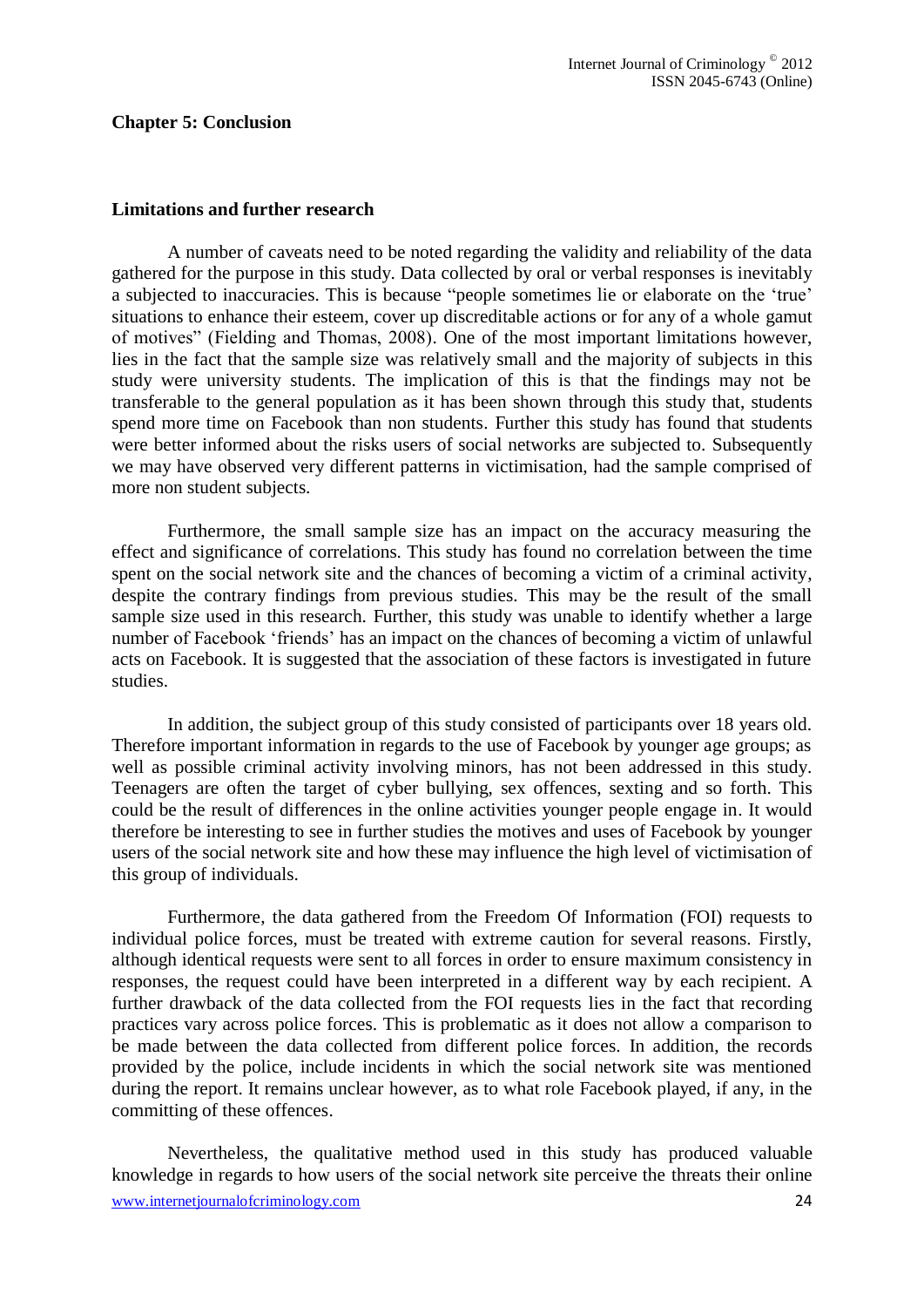## Chapter 5: Conclusion

### Limitations and further research

A number of caveats need to be noted regarding the validity and reliability of the data gathered for the purpose in this study. Data collected by oral or verbal responses is inevitably a subjected to inaccuracies. This is because "people sometimes lie or elaborate on the 'true' situations to enhance their esteem, cover up discreditable actions or for any of a whole gamut of motives" (Fielding and Thomas, 2008). One of the most important limitations however, lies in the fact that the sample size was relatively small and the majority of subjects in this study were university students. The implication of this is that the findings may not be transferable to the general population as it has been shown through this study that, students spend more time on Facebook than non students. Further this study has found that students were better informed about the risks users of social networks are subjected to. Subsequently we may have observed very different patterns in victimisation, had the sample comprised of more non student subjects.

Furthermore, the small sample size has an impact on the accuracy measuring the effect and significance of correlations. This study has found no correlation between the time spent on the social network site and the chances of becoming a victim of a criminal activity, despite the contrary findings from previous studies. This may be the result of the small sample size used in this research. Further, this study was unable to identify whether a large number of Facebook 'friends' has an impact on the chances of becoming a victim of unlawful acts on Facebook. It is suggested that the association of these factors is investigated in future studies.

In addition, the subject group of this study consisted of participants over 18 years old. Therefore important information in regards to the use of Facebook by younger age groups; as well as possible criminal activity involving minors, has not been addressed in this study. Teenagers are often the target of cyber bullying, sex offences, sexting and so forth. This could be the result of differences in the online activities younger people engage in. It would therefore be interesting to see in further studies the motives and uses of Facebook by younger users of the social network site and how these may influence the high level of victimisation of this group of individuals.

Furthermore, the data gathered from the Freedom Of Information (FOI) requests to individual police forces, must be treated with extreme caution for several reasons. Firstly, although identical requests were sent to all forces in order to ensure maximum consistency in responses, the request could have been interpreted in a different way by each recipient. A further drawback of the data collected from the FOI requests lies in the fact that recording practices vary across police forces. This is problematic as it does not allow a comparison to be made between the data collected from different police forces. In addition, the records provided by the police, include incidents in which the social network site was mentioned during the report. It remains unclear however, as to what role Facebook played, if any, in the committing of these offences.

Nevertheless, the qualitative method used in this study has produced valuable knowledge in regards to how users of the social network site perceive the threats their online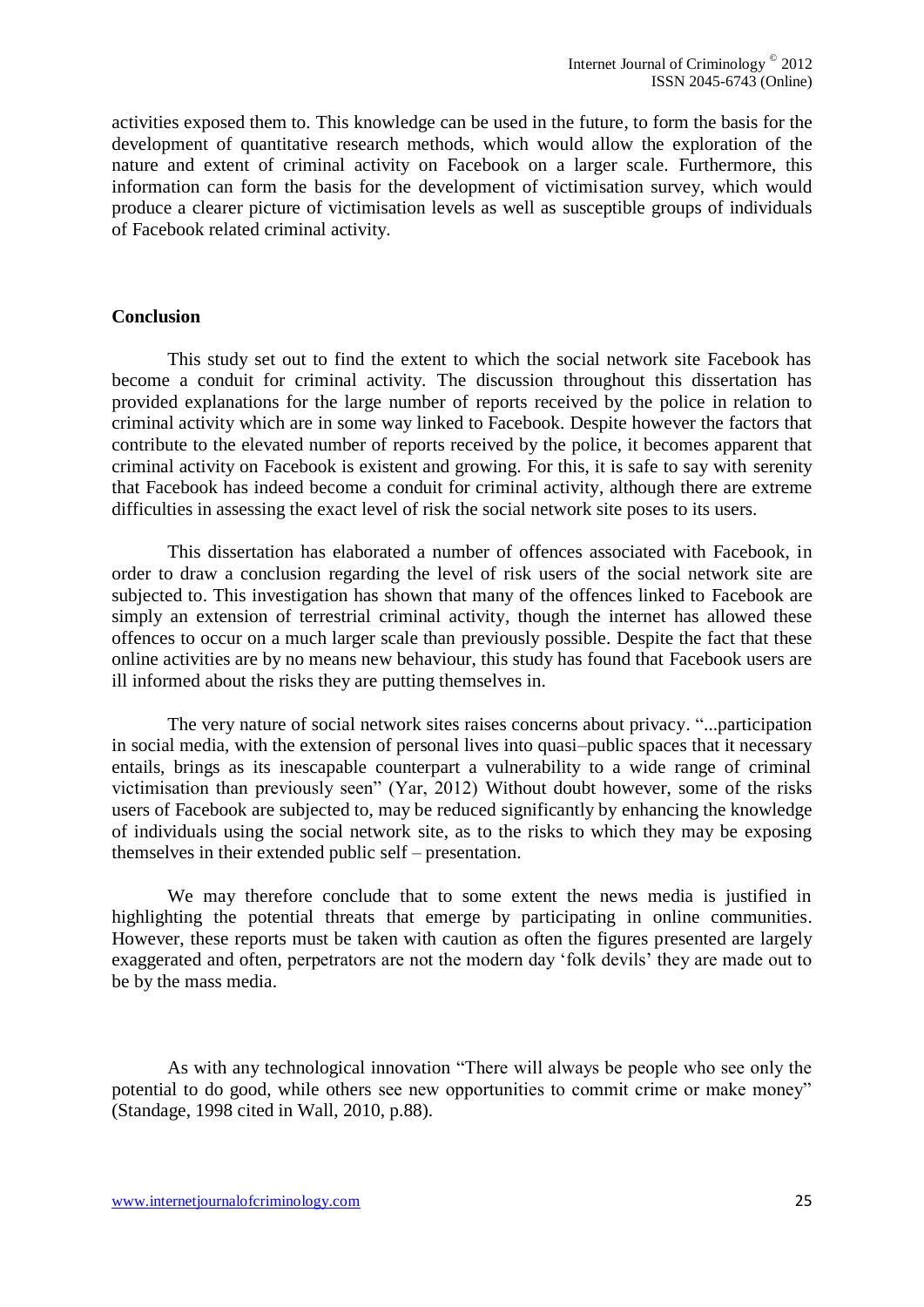activities exposed them to. This knowledge can be used in the future, to form the basis for the development of quantitative research methods, which would allow the exploration of the nature and extent of criminal activity on Facebook on a larger scale. Furthermore, this information can form the basis for the development of victimisation survey, which would produce a clearer picture of victimisation levels as well as susceptible groups of individuals of Facebook related criminal activity.

**Conclusion**

This study set out to find the extent to which the social network site Facebook has become a conduit for criminal activity. The discussion throughout this dissertation has provided explanations for the large number of reports received by the police in relation to criminal activity which are in some way linked to Facebook. Despite however the factors that contribute to the elevated number of reports received by the police, it becomes apparent that criminal activity on Facebook is existent and growing. For this, it is safe to say with serenity that Facebook has indeed become a conduit for criminal activity, although there are extreme difficulties in assessing the exact level of risk the social network site poses to its users.

This dissertation has elaborated a number of offences associated with Facebook, in order to draw a conclusion regarding the level of risk users of the social network site are subjected to. This investigation has shown that many of the offences linked to Facebook are simply an extension of terrestrial criminal activity, though the internet has allowed these offences to occur on a much larger scale than previously possible. Despite the fact that these online activities are by no means new behaviour, this study has found that Facebook users are ill informed about the risks they are putting themselves in.

The very nature of social network sites raises concerns about privacy. "...participation in social media, with the extension of personal lives into quasi–public spaces that it necessary entails, brings as its inescapable counterpart a vulnerability to a wide range of criminal victimisation than previously seen" (Yar, 2012) Without doubt however, some of the risks users of Facebook are subjected to, may be reduced significantly by enhancing the knowledge of individuals using the social network site, as to the risks to which they may be exposing themselves in their extended public self – presentation.

We may therefore conclude that to some extent the news media is justified in highlighting the potential threats that emerge by participating in online communities. However, these reports must be taken with caution as often the figures presented are largely exaggerated and often, perpetrators are not the modern day 'folk devils' they are made out to be by the mass media.

As with any technological innovation "There will always be people who see only the potential to do good, while others see new opportunities to commit crime or make money" (Standage, 1998 cited in Wall, 2010, p.88).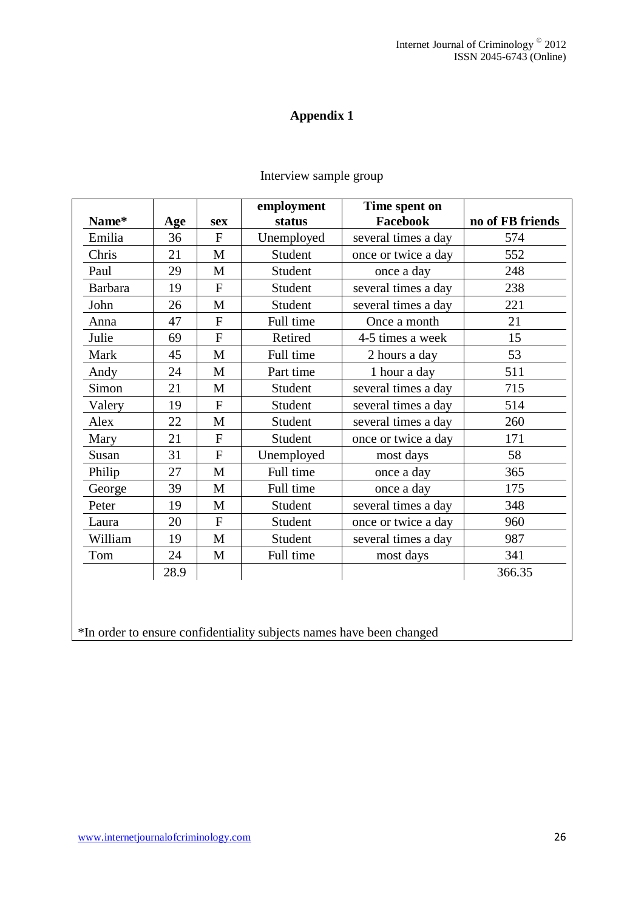# Appendix 1

Interview sample group

| Name* | Age | sex | employment status | Time spent on Facebook | no of FB friends |
|---|---|---|---|---|---|
| Emilia | 36 | F | Unemployed | several times a day | 574 |
| Chris | 21 | M | Student | once or twice a day | 552 |
| Paul | 29 | M | Student | once a day | 248 |
| Barbara | 19 | F | Student | several times a day | 238 |
| John | 26 | M | Student | several times a day | 221 |
| Anna | 47 | F | Full time | Once a month | 21 |
| Julie | 69 | F | Retired | 4-5 times a week | 15 |
| Mark | 45 | M | Full time | 2 hours a day | 53 |
| Andy | 24 | M | Part time | 1 hour a day | 511 |
| Simon | 21 | M | Student | several times a day | 715 |
| Valery | 19 | F | Student | several times a day | 514 |
| Alex | 22 | M | Student | several times a day | 260 |
| Mary | 21 | F | Student | once or twice a day | 171 |
| Susan | 31 | F | Unemployed | most days | 58 |
| Philip | 27 | M | Full time | once a day | 365 |
| George | 39 | M | Full time | once a day | 175 |
| Peter | 19 | M | Student | several times a day | 348 |
| Laura | 20 | F | Student | once or twice a day | 960 |
| William | 19 | M | Student | several times a day | 987 |
| Tom | 24 | M | Full time | most days | 341 |
| | 28.9 | | | | 366.35 |

*In order to ensure confidentiality subjects names have been changed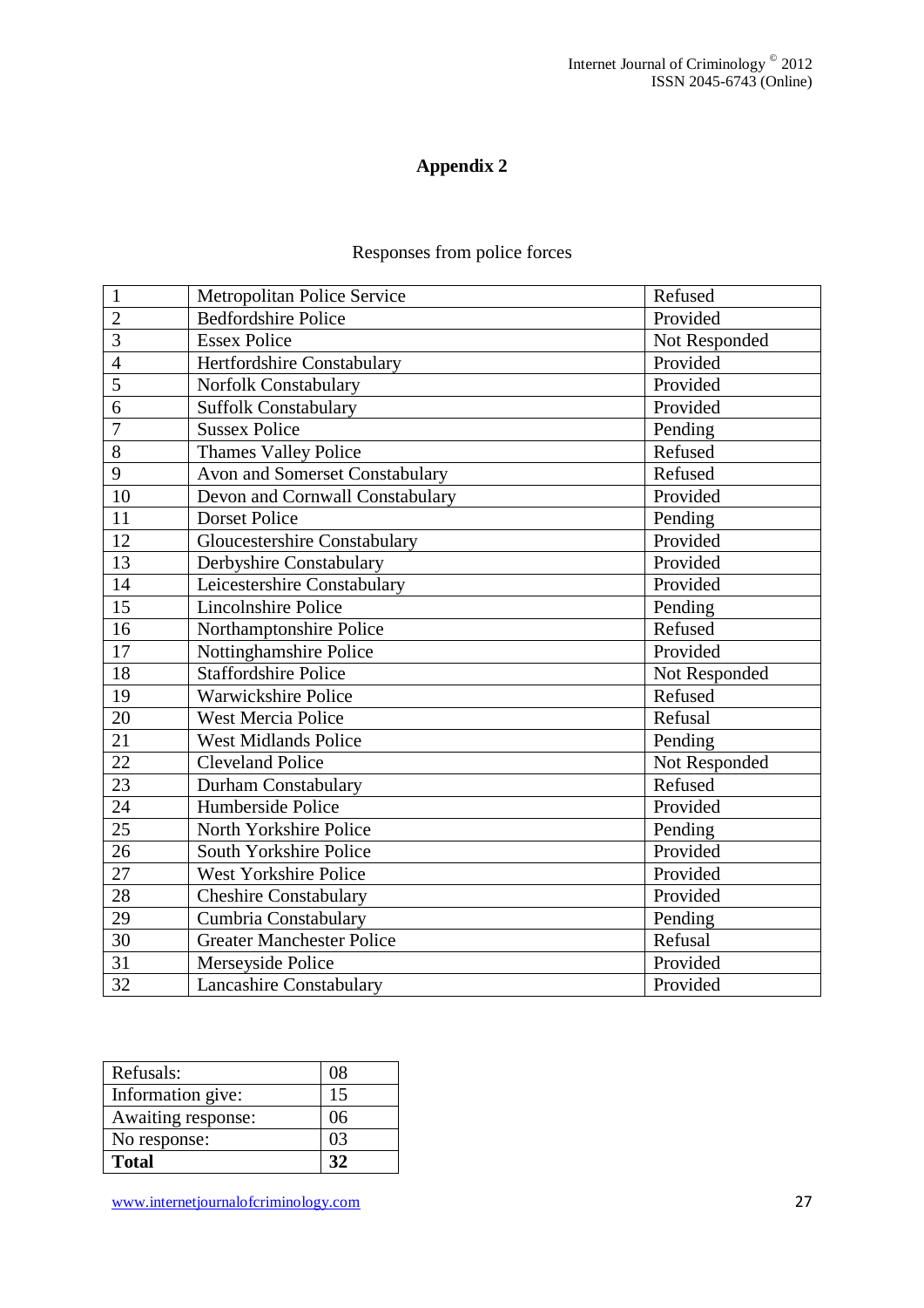# Appendix 2

Responses from police forces

| | | |
|---|---|---|
| 1 | Metropolitan Police Service | Refused |
| 2 | Bedfordshire Police | Provided |
| 3 | Essex Police | Not Responded |
| 4 | Hertfordshire Constabulary | Provided |
| 5 | Norfolk Constabulary | Provided |
| 6 | Suffolk Constabulary | Provided |
| 7 | Sussex Police | Pending |
| 8 | Thames Valley Police | Refused |
| 9 | Avon and Somerset Constabulary | Refused |
| 10 | Devon and Cornwall Constabulary | Provided |
| 11 | Dorset Police | Pending |
| 12 | Gloucestershire Constabulary | Provided |
| 13 | Derbyshire Constabulary | Provided |
| 14 | Leicestershire Constabulary | Provided |
| 15 | Lincolnshire Police | Pending |
| 16 | Northamptonshire Police | Refused |
| 17 | Nottinghamshire Police | Provided |
| 18 | Staffordshire Police | Not Responded |
| 19 | Warwickshire Police | Refused |
| 20 | West Mercia Police | Refusal |
| 21 | West Midlands Police | Pending |
| 22 | Cleveland Police | Not Responded |
| 23 | Durham Constabulary | Refused |
| 24 | Humberside Police | Provided |
| 25 | North Yorkshire Police | Pending |
| 26 | South Yorkshire Police | Provided |
| 27 | West Yorkshire Police | Provided |
| 28 | Cheshire Constabulary | Provided |
| 29 | Cumbria Constabulary | Pending |
| 30 | Greater Manchester Police | Refusal |
| 31 | Merseyside Police | Provided |
| 32 | Lancashire Constabulary | Provided |

| | |
|---|---|
| Refusals: | 08 |
| Information give: | 15 |
| Awaiting response: | 06 |
| No response: | 03 |
| **Total** | **32** |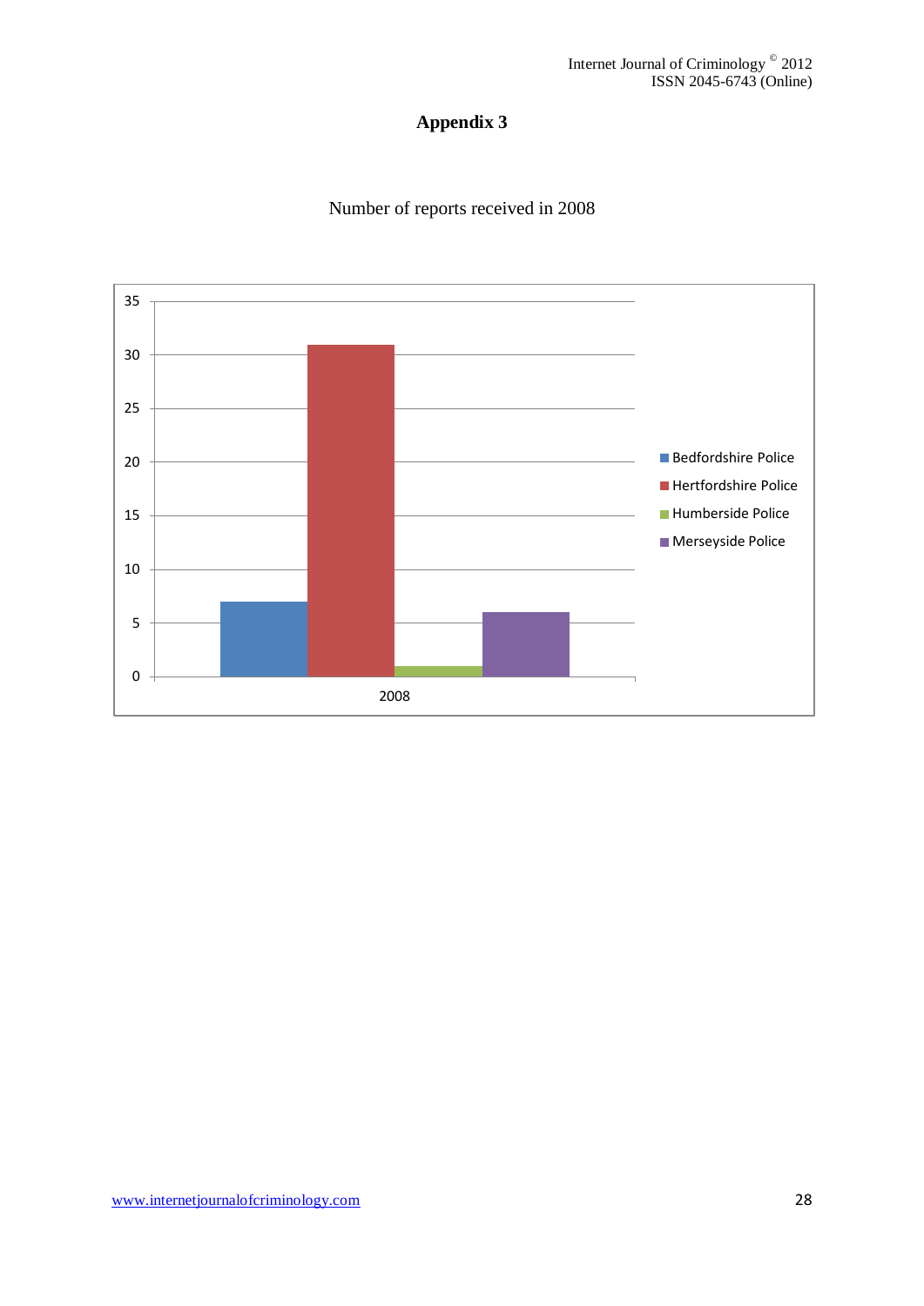# Appendix 3

Number of reports received in 2008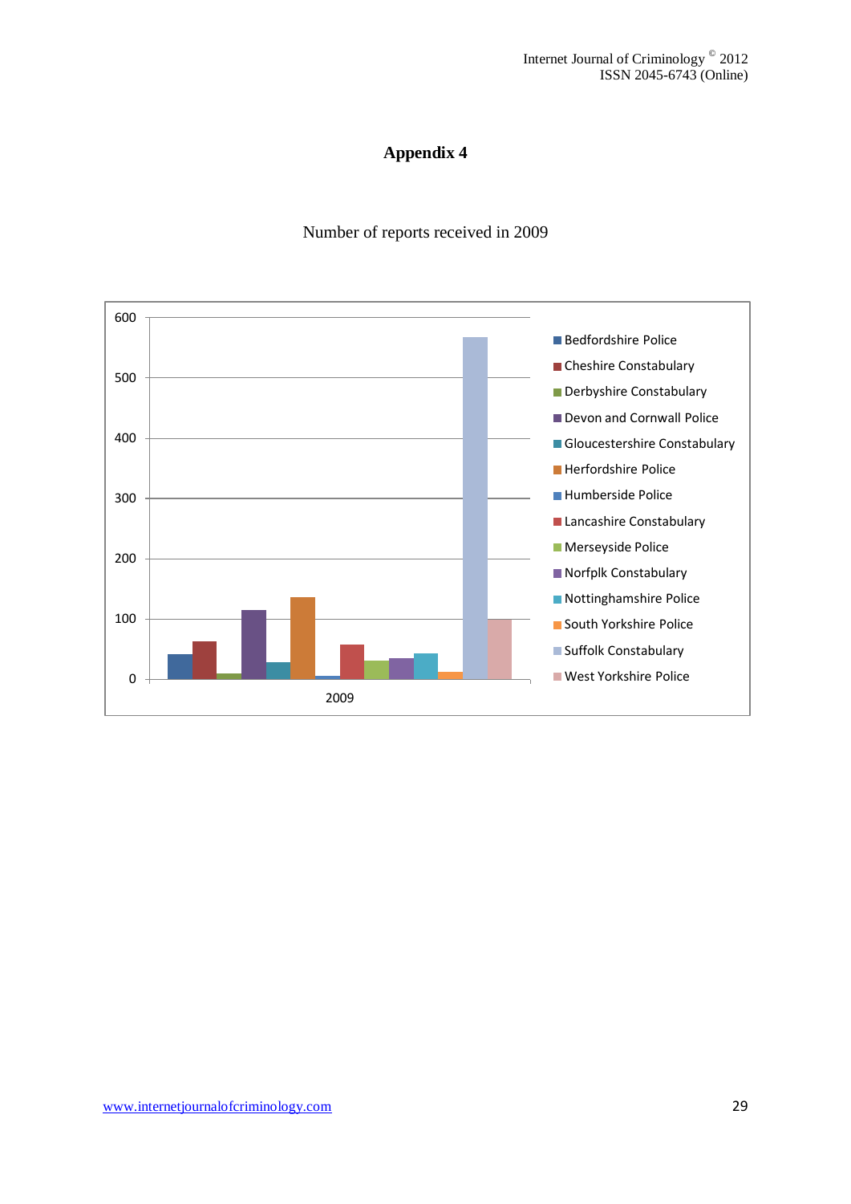# Appendix 4

Number of reports received in 2009

| | 2009 |
|---|---|
| Bedfordshire Police | |
| Cheshire Constabulary | |
| Derbyshire Constabulary | |
| Devon and Cornwall Police | |
| Gloucestershire Constabulary | |
| Herfordshire Police | |
| Humberside Police | |
| Lancashire Constabulary | |
| Merseyside Police | |
| Norfplk Constabulary | |
| Nottinghamshire Police | |
| South Yorkshire Police | |
| Suffolk Constabulary | |
| West Yorkshire Police | |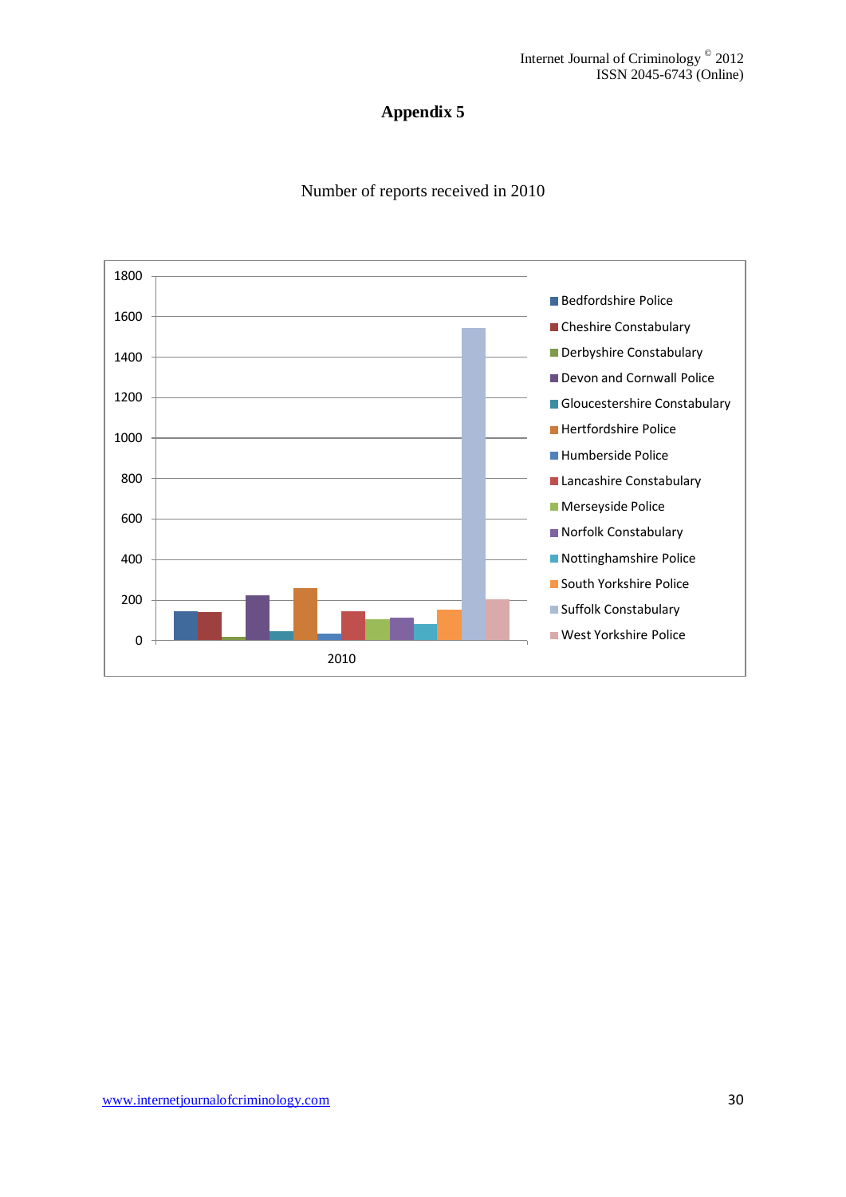# Appendix 5

Number of reports received in 2010

| Police force | 2010 |
|---|---|
| Bedfordshire Police | ~145 |
| Cheshire Constabulary | ~140 |
| Derbyshire Constabulary | ~15 |
| Devon and Cornwall Police | ~220 |
| Gloucestershire Constabulary | ~45 |
| Hertfordshire Police | ~260 |
| Humberside Police | ~35 |
| Lancashire Constabulary | ~145 |
| Merseyside Police | ~105 |
| Norfolk Constabulary | ~110 |
| Nottinghamshire Police | ~80 |
| South Yorkshire Police | ~150 |
| Suffolk Constabulary | ~1540 |
| West Yorkshire Police | ~200 |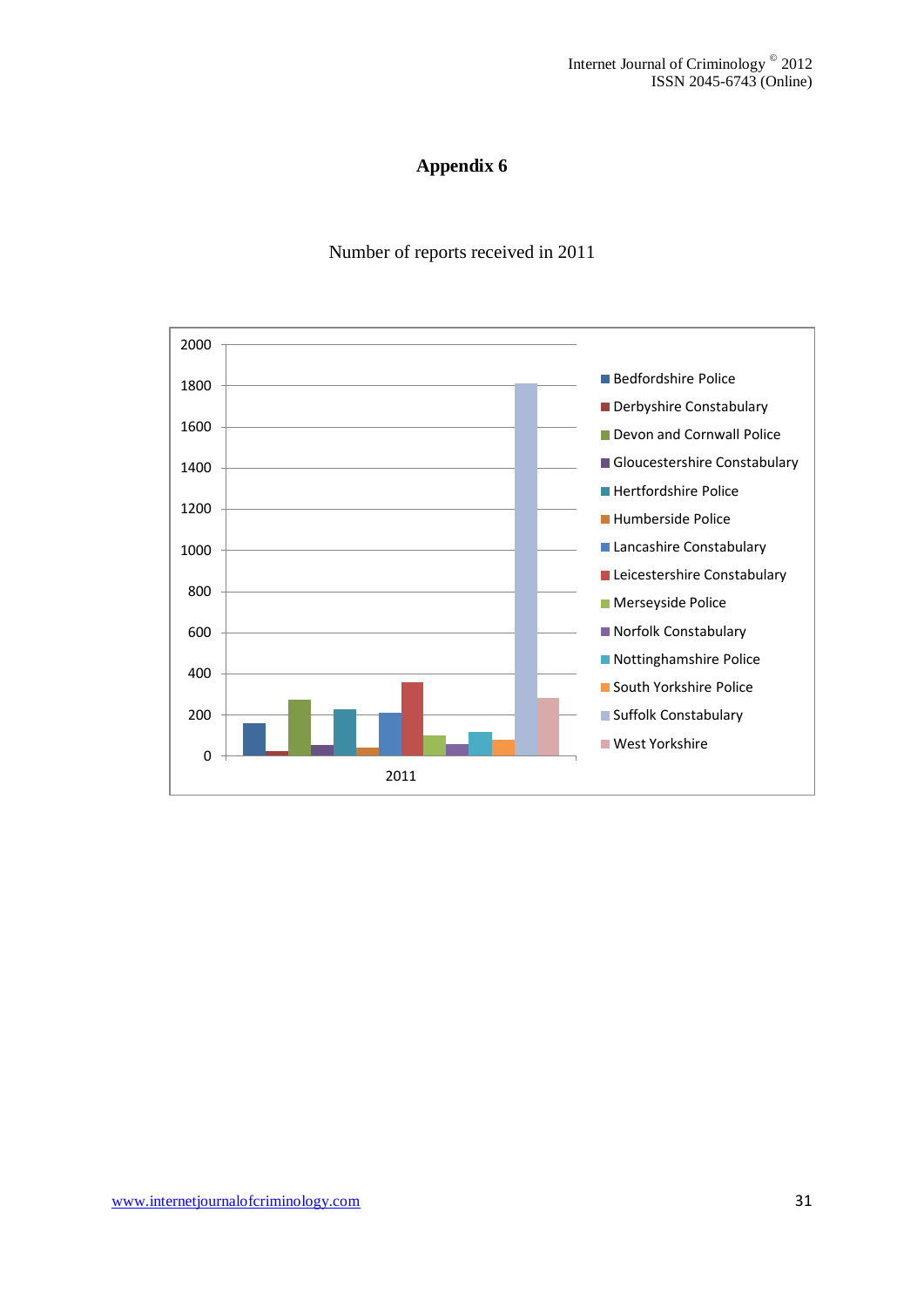# Appendix 6

Number of reports received in 2011

| | 2011 |
|---|---|
| Bedfordshire Police | |
| Derbyshire Constabulary | |
| Devon and Cornwall Police | |
| Gloucestershire Constabulary | |
| Hertfordshire Police | |
| Humberside Police | |
| Lancashire Constabulary | |
| Leicestershire Constabulary | |
| Merseyside Police | |
| Norfolk Constabulary | |
| Nottinghamshire Police | |
| South Yorkshire Police | |
| Suffolk Constabulary | |
| West Yorkshire | |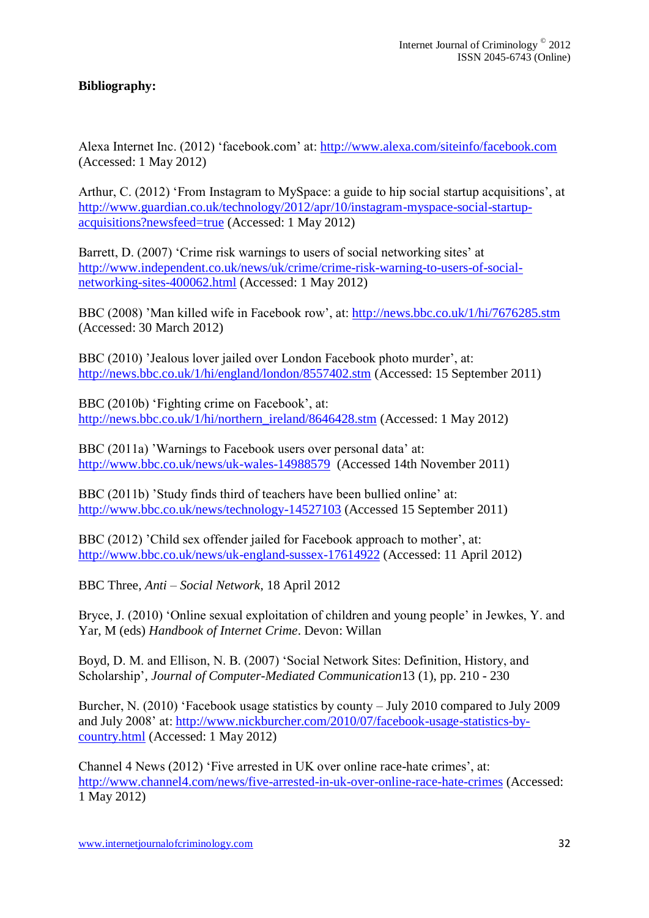**Bibliography:**

Alexa Internet Inc. (2012) 'facebook.com' at: http://www.alexa.com/siteinfo/facebook.com (Accessed: 1 May 2012)

Arthur, C. (2012) 'From Instagram to MySpace: a guide to hip social startup acquisitions', at http://www.guardian.co.uk/technology/2012/apr/10/instagram-myspace-social-startup-acquisitions?newsfeed=true (Accessed: 1 May 2012)

Barrett, D. (2007) 'Crime risk warnings to users of social networking sites' at http://www.independent.co.uk/news/uk/crime/crime-risk-warning-to-users-of-social-networking-sites-400062.html (Accessed: 1 May 2012)

BBC (2008) 'Man killed wife in Facebook row', at: http://news.bbc.co.uk/1/hi/7676285.stm (Accessed: 30 March 2012)

BBC (2010) 'Jealous lover jailed over London Facebook photo murder', at: http://news.bbc.co.uk/1/hi/england/london/8557402.stm (Accessed: 15 September 2011)

BBC (2010b) 'Fighting crime on Facebook', at: http://news.bbc.co.uk/1/hi/northern_ireland/8646428.stm (Accessed: 1 May 2012)

BBC (2011a) 'Warnings to Facebook users over personal data' at: http://www.bbc.co.uk/news/uk-wales-14988579 (Accessed 14th November 2011)

BBC (2011b) 'Study finds third of teachers have been bullied online' at: http://www.bbc.co.uk/news/technology-14527103 (Accessed 15 September 2011)

BBC (2012) 'Child sex offender jailed for Facebook approach to mother', at: http://www.bbc.co.uk/news/uk-england-sussex-17614922 (Accessed: 11 April 2012)

BBC Three, *Anti – Social Network*, 18 April 2012

Bryce, J. (2010) 'Online sexual exploitation of children and young people' in Jewkes, Y. and Yar, M (eds) *Handbook of Internet Crime*. Devon: Willan

Boyd, D. M. and Ellison, N. B. (2007) 'Social Network Sites: Definition, History, and Scholarship', *Journal of Computer-Mediated Communication*13 (1), pp. 210 - 230

Burcher, N. (2010) 'Facebook usage statistics by county – July 2010 compared to July 2009 and July 2008' at: http://www.nickburcher.com/2010/07/facebook-usage-statistics-by-country.html (Accessed: 1 May 2012)

Channel 4 News (2012) 'Five arrested in UK over online race-hate crimes', at: http://www.channel4.com/news/five-arrested-in-uk-over-online-race-hate-crimes (Accessed: 1 May 2012)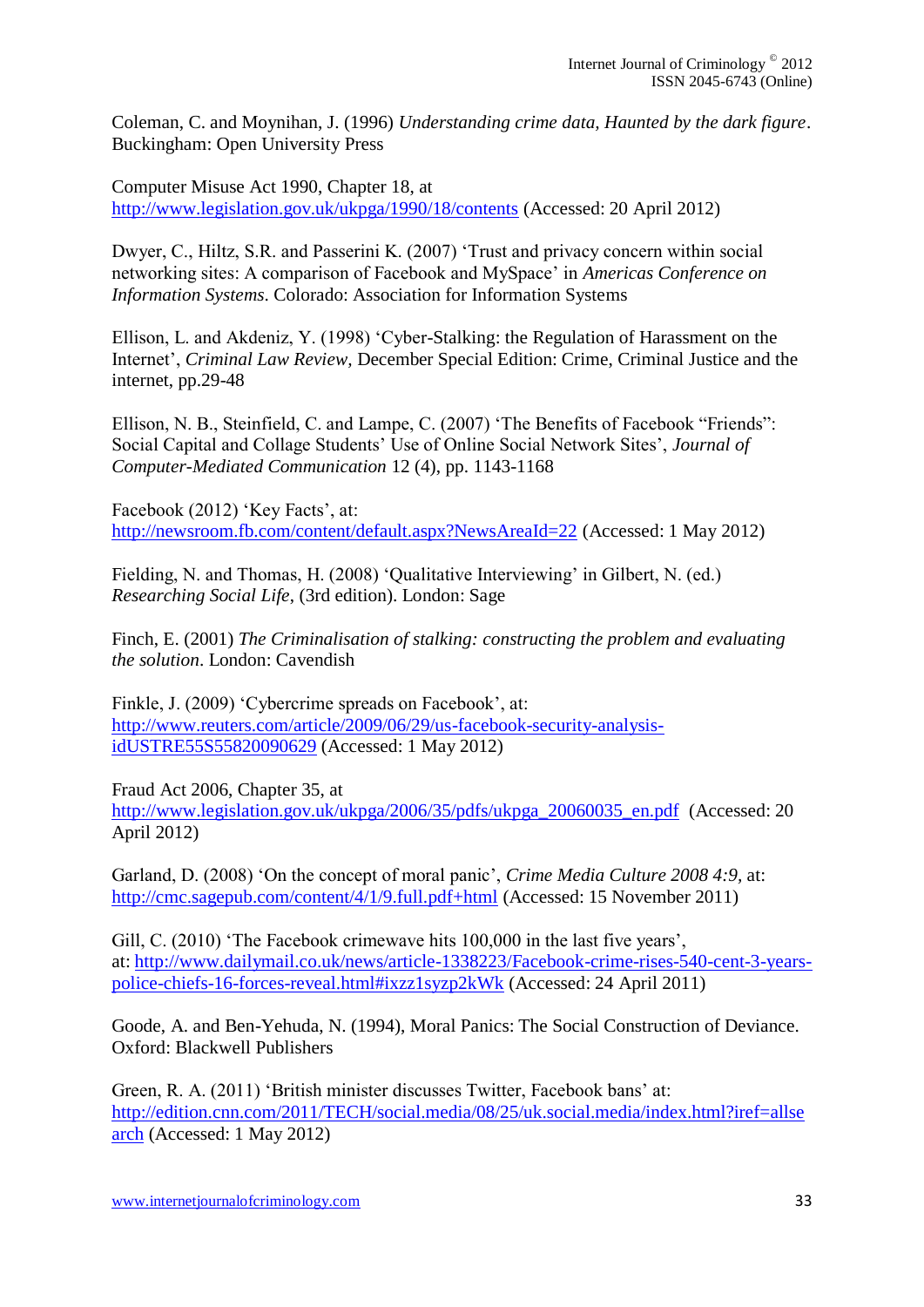Coleman, C. and Moynihan, J. (1996) *Understanding crime data, Haunted by the dark figure*. Buckingham: Open University Press

Computer Misuse Act 1990, Chapter 18, at http://www.legislation.gov.uk/ukpga/1990/18/contents (Accessed: 20 April 2012)

Dwyer, C., Hiltz, S.R. and Passerini K. (2007) 'Trust and privacy concern within social networking sites: A comparison of Facebook and MySpace' in *Americas Conference on Information Systems*. Colorado: Association for Information Systems

Ellison, L. and Akdeniz, Y. (1998) 'Cyber-Stalking: the Regulation of Harassment on the Internet', *Criminal Law Review*, December Special Edition: Crime, Criminal Justice and the internet, pp.29-48

Ellison, N. B., Steinfield, C. and Lampe, C. (2007) 'The Benefits of Facebook "Friends": Social Capital and Collage Students' Use of Online Social Network Sites', *Journal of Computer-Mediated Communication* 12 (4), pp. 1143-1168

Facebook (2012) 'Key Facts', at: http://newsroom.fb.com/content/default.aspx?NewsAreaId=22 (Accessed: 1 May 2012)

Fielding, N. and Thomas, H. (2008) 'Qualitative Interviewing' in Gilbert, N. (ed.) *Researching Social Life*, (3rd edition). London: Sage

Finch, E. (2001) *The Criminalisation of stalking: constructing the problem and evaluating the solution*. London: Cavendish

Finkle, J. (2009) 'Cybercrime spreads on Facebook', at: http://www.reuters.com/article/2009/06/29/us-facebook-security-analysis-idUSTRE55S55820090629 (Accessed: 1 May 2012)

Fraud Act 2006, Chapter 35, at http://www.legislation.gov.uk/ukpga/2006/35/pdfs/ukpga_20060035_en.pdf (Accessed: 20 April 2012)

Garland, D. (2008) 'On the concept of moral panic', *Crime Media Culture 2008 4:9*, at: http://cmc.sagepub.com/content/4/1/9.full.pdf+html (Accessed: 15 November 2011)

Gill, C. (2010) 'The Facebook crimewave hits 100,000 in the last five years', at: http://www.dailymail.co.uk/news/article-1338223/Facebook-crime-rises-540-cent-3-years-police-chiefs-16-forces-reveal.html#ixzz1syzp2kWk (Accessed: 24 April 2011)

Goode, A. and Ben-Yehuda, N. (1994), Moral Panics: The Social Construction of Deviance. Oxford: Blackwell Publishers

Green, R. A. (2011) 'British minister discusses Twitter, Facebook bans' at: http://edition.cnn.com/2011/TECH/social.media/08/25/uk.social.media/index.html?iref=allsearch (Accessed: 1 May 2012)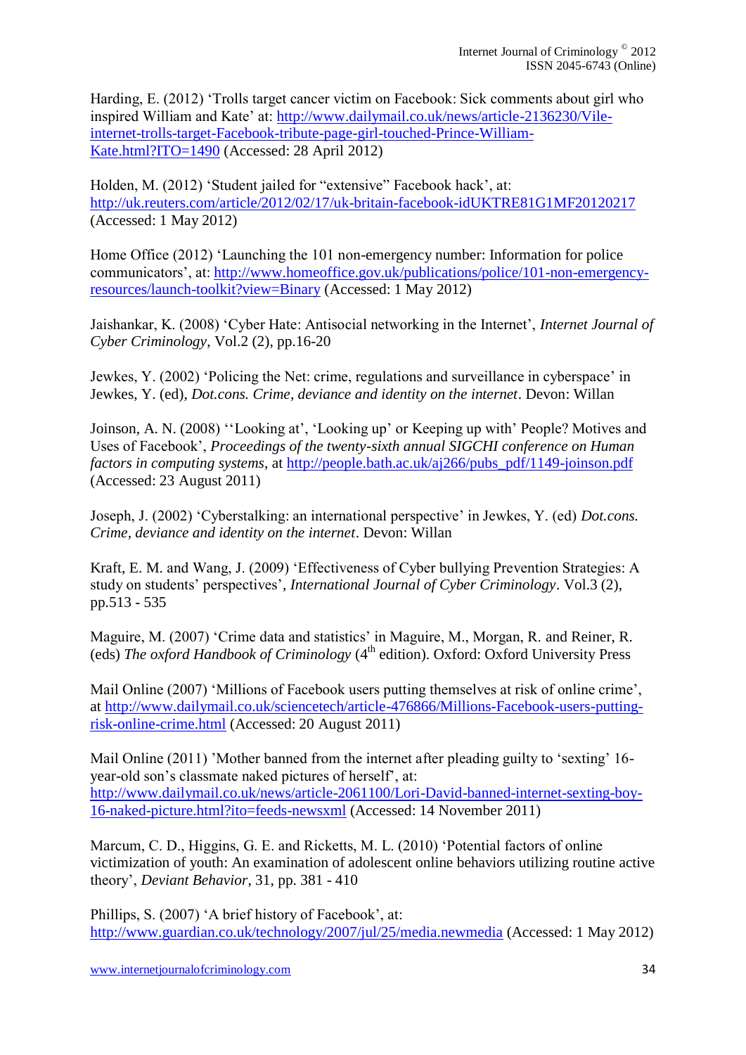Harding, E. (2012) 'Trolls target cancer victim on Facebook: Sick comments about girl who inspired William and Kate' at: http://www.dailymail.co.uk/news/article-2136230/Vile-internet-trolls-target-Facebook-tribute-page-girl-touched-Prince-William-Kate.html?ITO=1490 (Accessed: 28 April 2012)

Holden, M. (2012) 'Student jailed for "extensive" Facebook hack', at: http://uk.reuters.com/article/2012/02/17/uk-britain-facebook-idUKTRE81G1MF20120217 (Accessed: 1 May 2012)

Home Office (2012) 'Launching the 101 non-emergency number: Information for police communicators', at: http://www.homeoffice.gov.uk/publications/police/101-non-emergency-resources/launch-toolkit?view=Binary (Accessed: 1 May 2012)

Jaishankar, K. (2008) 'Cyber Hate: Antisocial networking in the Internet', *Internet Journal of Cyber Criminology*, Vol.2 (2), pp.16-20

Jewkes, Y. (2002) 'Policing the Net: crime, regulations and surveillance in cyberspace' in Jewkes, Y. (ed), *Dot.cons. Crime, deviance and identity on the internet*. Devon: Willan

Joinson, A. N. (2008) ''Looking at', 'Looking up' or Keeping up with' People? Motives and Uses of Facebook', *Proceedings of the twenty-sixth annual SIGCHI conference on Human factors in computing systems*, at http://people.bath.ac.uk/aj266/pubs_pdf/1149-joinson.pdf (Accessed: 23 August 2011)

Joseph, J. (2002) 'Cyberstalking: an international perspective' in Jewkes, Y. (ed) *Dot.cons. Crime, deviance and identity on the internet*. Devon: Willan

Kraft, E. M. and Wang, J. (2009) 'Effectiveness of Cyber bullying Prevention Strategies: A study on students' perspectives', *International Journal of Cyber Criminology*. Vol.3 (2), pp.513 - 535

Maguire, M. (2007) 'Crime data and statistics' in Maguire, M., Morgan, R. and Reiner, R. (eds) *The oxford Handbook of Criminology* (4th edition). Oxford: Oxford University Press

Mail Online (2007) 'Millions of Facebook users putting themselves at risk of online crime', at http://www.dailymail.co.uk/sciencetech/article-476866/Millions-Facebook-users-putting-risk-online-crime.html (Accessed: 20 August 2011)

Mail Online (2011) 'Mother banned from the internet after pleading guilty to 'sexting' 16-year-old son's classmate naked pictures of herself', at: http://www.dailymail.co.uk/news/article-2061100/Lori-David-banned-internet-sexting-boy-16-naked-picture.html?ito=feeds-newsxml (Accessed: 14 November 2011)

Marcum, C. D., Higgins, G. E. and Ricketts, M. L. (2010) 'Potential factors of online victimization of youth: An examination of adolescent online behaviors utilizing routine active theory', *Deviant Behavior*, 31, pp. 381 - 410

Phillips, S. (2007) 'A brief history of Facebook', at: http://www.guardian.co.uk/technology/2007/jul/25/media.newmedia (Accessed: 1 May 2012)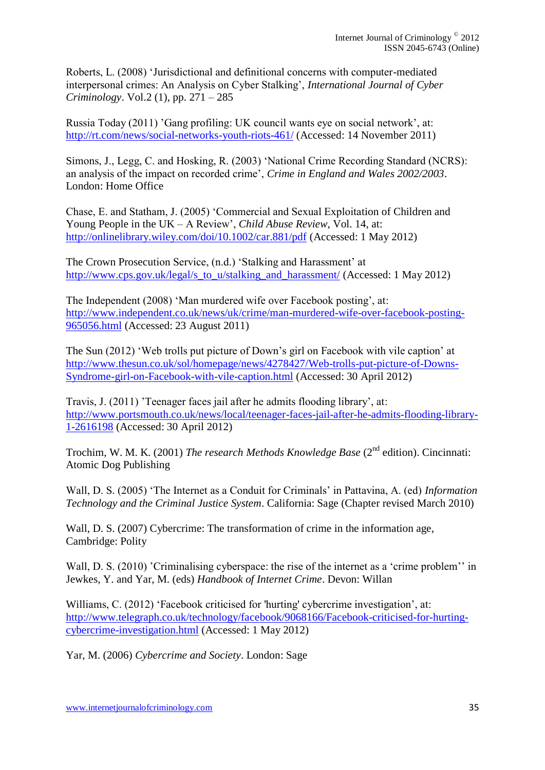Roberts, L. (2008) 'Jurisdictional and definitional concerns with computer-mediated interpersonal crimes: An Analysis on Cyber Stalking', *International Journal of Cyber Criminology*. Vol.2 (1), pp. 271 – 285

Russia Today (2011) 'Gang profiling: UK council wants eye on social network', at: http://rt.com/news/social-networks-youth-riots-461/ (Accessed: 14 November 2011)

Simons, J., Legg, C. and Hosking, R. (2003) 'National Crime Recording Standard (NCRS): an analysis of the impact on recorded crime', *Crime in England and Wales 2002/2003*. London: Home Office

Chase, E. and Statham, J. (2005) 'Commercial and Sexual Exploitation of Children and Young People in the UK – A Review', *Child Abuse Review*, Vol. 14, at: http://onlinelibrary.wiley.com/doi/10.1002/car.881/pdf (Accessed: 1 May 2012)

The Crown Prosecution Service, (n.d.) 'Stalking and Harassment' at http://www.cps.gov.uk/legal/s_to_u/stalking_and_harassment/ (Accessed: 1 May 2012)

The Independent (2008) 'Man murdered wife over Facebook posting', at: http://www.independent.co.uk/news/uk/crime/man-murdered-wife-over-facebook-posting-965056.html (Accessed: 23 August 2011)

The Sun (2012) 'Web trolls put picture of Down's girl on Facebook with vile caption' at http://www.thesun.co.uk/sol/homepage/news/4278427/Web-trolls-put-picture-of-Downs-Syndrome-girl-on-Facebook-with-vile-caption.html (Accessed: 30 April 2012)

Travis, J. (2011) 'Teenager faces jail after he admits flooding library', at: http://www.portsmouth.co.uk/news/local/teenager-faces-jail-after-he-admits-flooding-library-1-2616198 (Accessed: 30 April 2012)

Trochim, W. M. K. (2001) *The research Methods Knowledge Base* (2nd edition). Cincinnati: Atomic Dog Publishing

Wall, D. S. (2005) 'The Internet as a Conduit for Criminals' in Pattavina, A. (ed) *Information Technology and the Criminal Justice System*. California: Sage (Chapter revised March 2010)

Wall, D. S. (2007) Cybercrime: The transformation of crime in the information age, Cambridge: Polity

Wall, D. S. (2010) 'Criminalising cyberspace: the rise of the internet as a 'crime problem'' in Jewkes, Y. and Yar, M. (eds) *Handbook of Internet Crime*. Devon: Willan

Williams, C. (2012) 'Facebook criticised for 'hurting' cybercrime investigation', at: http://www.telegraph.co.uk/technology/facebook/9068166/Facebook-criticised-for-hurting-cybercrime-investigation.html (Accessed: 1 May 2012)

Yar, M. (2006) *Cybercrime and Society*. London: Sage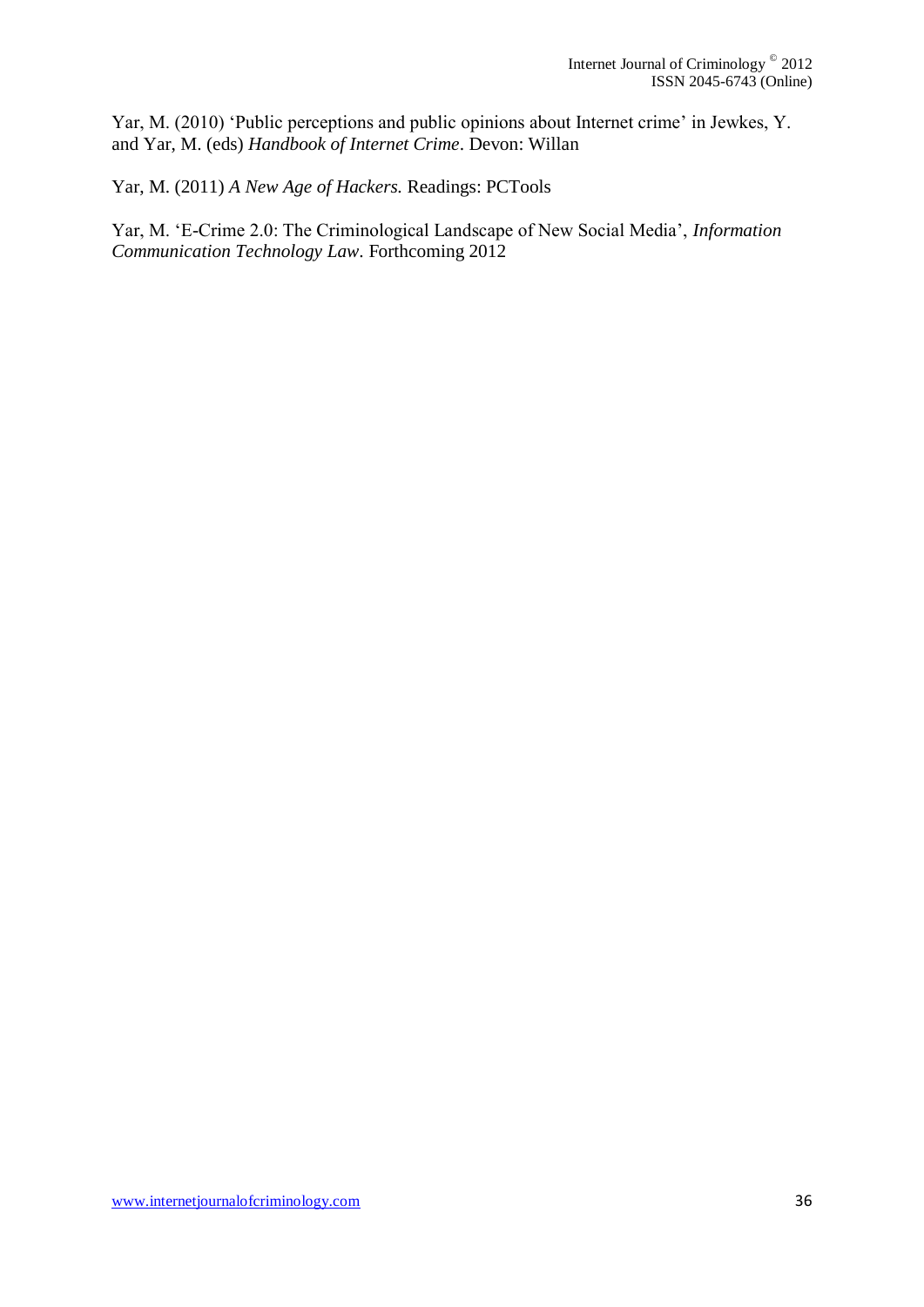Yar, M. (2010) 'Public perceptions and public opinions about Internet crime' in Jewkes, Y. and Yar, M. (eds) *Handbook of Internet Crime*. Devon: Willan

Yar, M. (2011) *A New Age of Hackers.* Readings: PCTools

Yar, M. 'E-Crime 2.0: The Criminological Landscape of New Social Media', *Information Communication Technology Law*. Forthcoming 2012